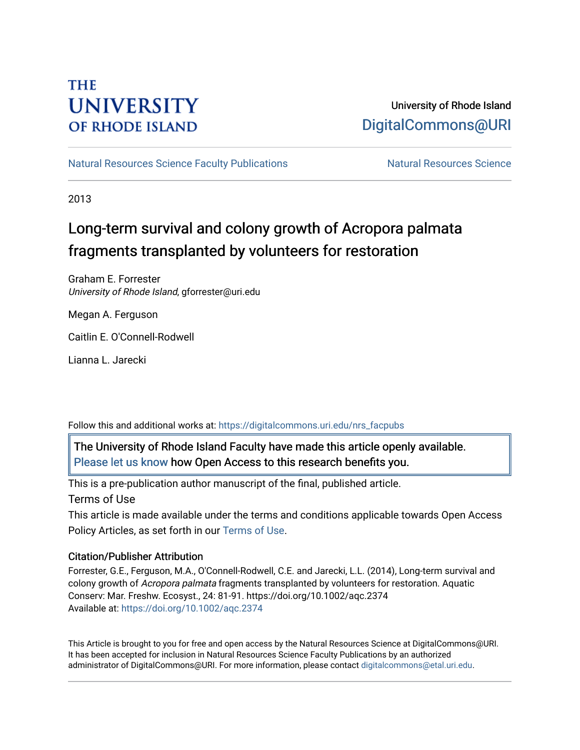THE UNIVERSITY OF RHODE ISLAND

University of Rhode Island
DigitalCommons@URI

Natural Resources Science Faculty Publications | Natural Resources Science

2013

# Long-term survival and colony growth of Acropora palmata fragments transplanted by volunteers for restoration

Graham E. Forrester
*University of Rhode Island*, gforrester@uri.edu

Megan A. Ferguson

Caitlin E. O'Connell-Rodwell

Lianna L. Jarecki

Follow this and additional works at: https://digitalcommons.uri.edu/nrs_facpubs

The University of Rhode Island Faculty have made this article openly available. Please let us know how Open Access to this research benefits you.

This is a pre-publication author manuscript of the final, published article.

Terms of Use

This article is made available under the terms and conditions applicable towards Open Access Policy Articles, as set forth in our Terms of Use.

### Citation/Publisher Attribution

Forrester, G.E., Ferguson, M.A., O'Connell-Rodwell, C.E. and Jarecki, L.L. (2014), Long-term survival and colony growth of *Acropora palmata* fragments transplanted by volunteers for restoration. Aquatic Conserv: Mar. Freshw. Ecosyst., 24: 81-91. https://doi.org/10.1002/aqc.2374
Available at: https://doi.org/10.1002/aqc.2374

This Article is brought to you for free and open access by the Natural Resources Science at DigitalCommons@URI. It has been accepted for inclusion in Natural Resources Science Faculty Publications by an authorized administrator of DigitalCommons@URI. For more information, please contact digitalcommons@etal.uri.edu.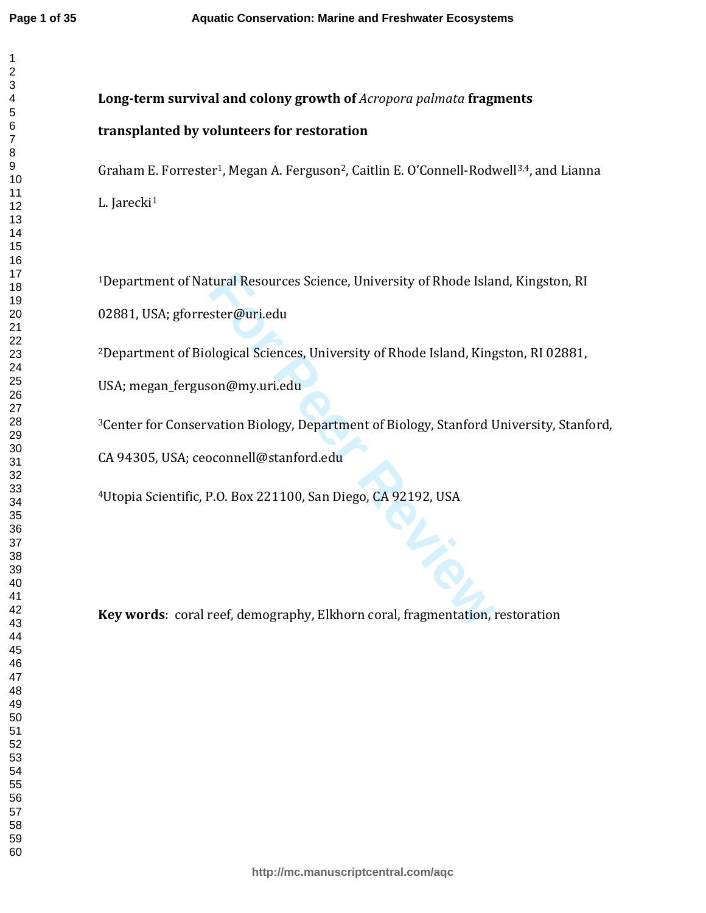**Long-term survival and colony growth of *Acropora palmata* fragments transplanted by volunteers for restoration**

Graham E. Forrester[1], Megan A. Ferguson[2], Caitlin E. O'Connell-Rodwell[3,4], and Lianna L. Jarecki[1]

[1]Department of Natural Resources Science, University of Rhode Island, Kingston, RI 02881, USA; gforrester@uri.edu

[2]Department of Biological Sciences, University of Rhode Island, Kingston, RI 02881, USA; megan_ferguson@my.uri.edu

[3]Center for Conservation Biology, Department of Biology, Stanford University, Stanford, CA 94305, USA; ceoconnell@stanford.edu

[4]Utopia Scientific, P.O. Box 221100, San Diego, CA 92192, USA

**Key words**: coral reef, demography, Elkhorn coral, fragmentation, restoration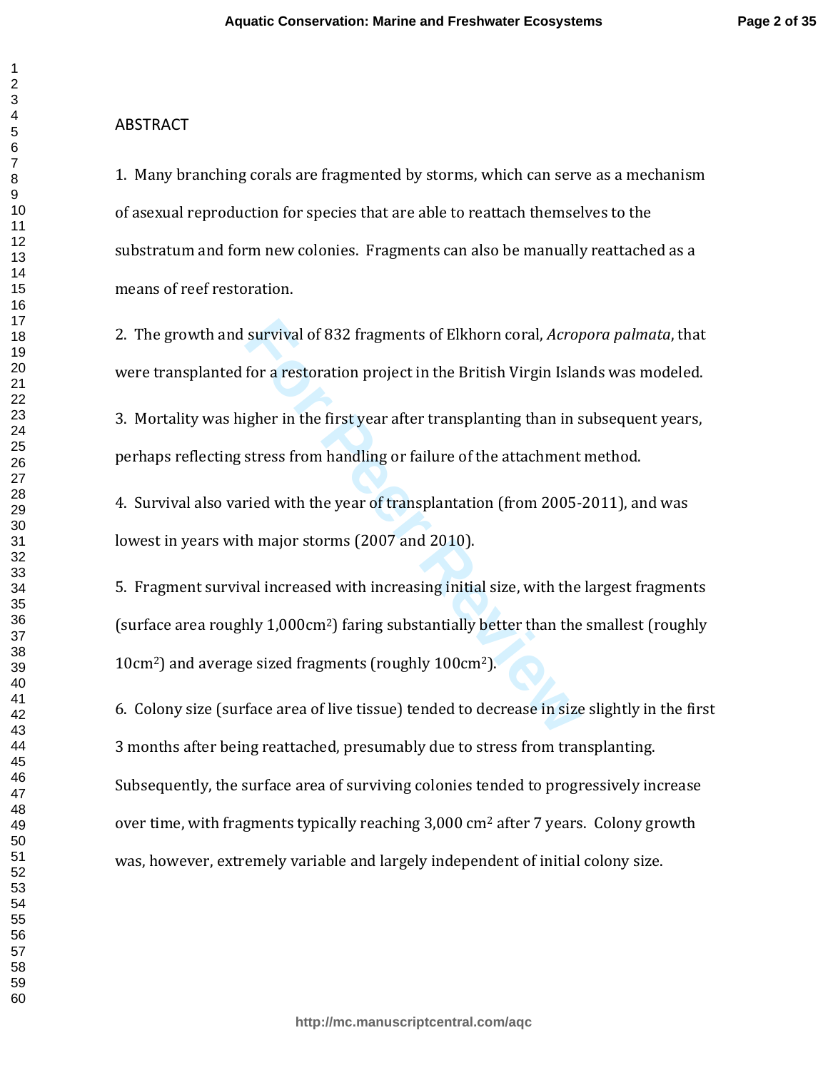ABSTRACT

1. Many branching corals are fragmented by storms, which can serve as a mechanism of asexual reproduction for species that are able to reattach themselves to the substratum and form new colonies. Fragments can also be manually reattached as a means of reef restoration.

2. The growth and survival of 832 fragments of Elkhorn coral, *Acropora palmata*, that were transplanted for a restoration project in the British Virgin Islands was modeled.

3. Mortality was higher in the first year after transplanting than in subsequent years, perhaps reflecting stress from handling or failure of the attachment method.

4. Survival also varied with the year of transplantation (from 2005-2011), and was lowest in years with major storms (2007 and 2010).

5. Fragment survival increased with increasing initial size, with the largest fragments (surface area roughly 1,000cm$^2$) faring substantially better than the smallest (roughly 10cm$^2$) and average sized fragments (roughly 100cm$^2$).

6. Colony size (surface area of live tissue) tended to decrease in size slightly in the first 3 months after being reattached, presumably due to stress from transplanting. Subsequently, the surface area of surviving colonies tended to progressively increase over time, with fragments typically reaching 3,000 cm$^2$ after 7 years. Colony growth was, however, extremely variable and largely independent of initial colony size.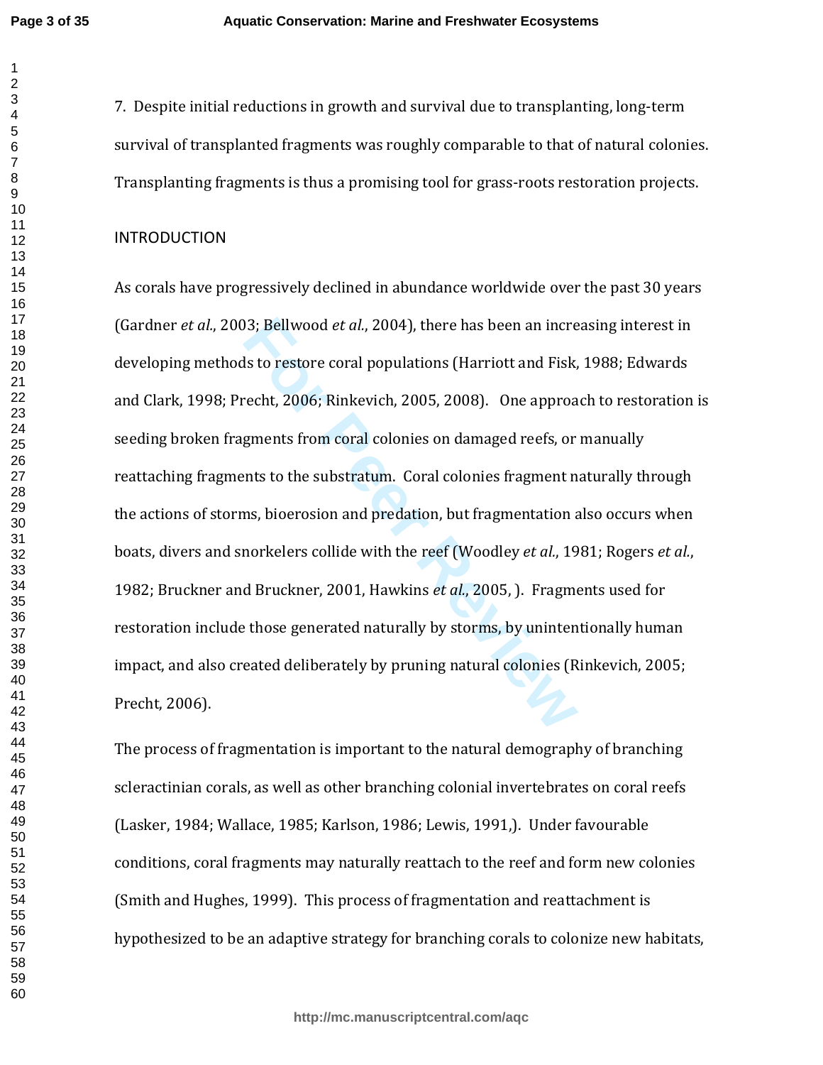7. Despite initial reductions in growth and survival due to transplanting, long-term survival of transplanted fragments was roughly comparable to that of natural colonies. Transplanting fragments is thus a promising tool for grass-roots restoration projects.

## INTRODUCTION

As corals have progressively declined in abundance worldwide over the past 30 years (Gardner *et al.*, 2003; Bellwood *et al.*, 2004), there has been an increasing interest in developing methods to restore coral populations (Harriott and Fisk, 1988; Edwards and Clark, 1998; Precht, 2006; Rinkevich, 2005, 2008). One approach to restoration is seeding broken fragments from coral colonies on damaged reefs, or manually reattaching fragments to the substratum. Coral colonies fragment naturally through the actions of storms, bioerosion and predation, but fragmentation also occurs when boats, divers and snorkelers collide with the reef (Woodley *et al.*, 1981; Rogers *et al.*, 1982; Bruckner and Bruckner, 2001, Hawkins *et al.*, 2005, ). Fragments used for restoration include those generated naturally by storms, by unintentionally human impact, and also created deliberately by pruning natural colonies (Rinkevich, 2005; Precht, 2006).

The process of fragmentation is important to the natural demography of branching scleractinian corals, as well as other branching colonial invertebrates on coral reefs (Lasker, 1984; Wallace, 1985; Karlson, 1986; Lewis, 1991,). Under favourable conditions, coral fragments may naturally reattach to the reef and form new colonies (Smith and Hughes, 1999). This process of fragmentation and reattachment is hypothesized to be an adaptive strategy for branching corals to colonize new habitats,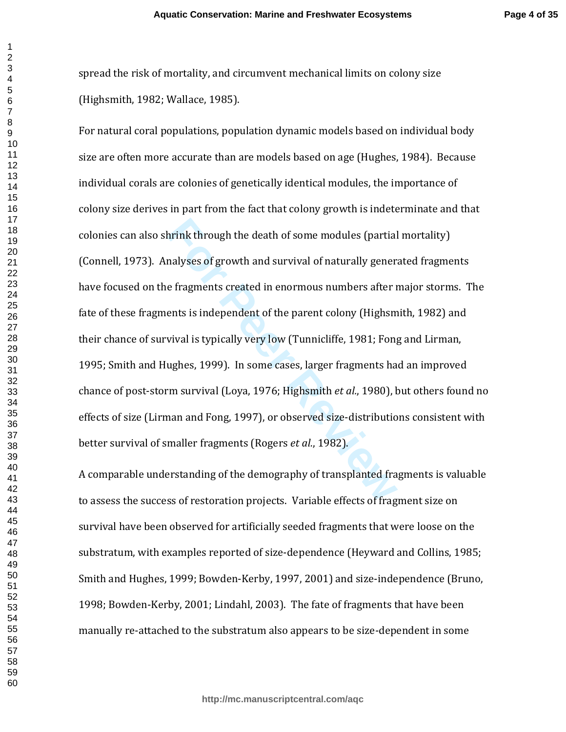spread the risk of mortality, and circumvent mechanical limits on colony size (Highsmith, 1982; Wallace, 1985).

For natural coral populations, population dynamic models based on individual body size are often more accurate than are models based on age (Hughes, 1984). Because individual corals are colonies of genetically identical modules, the importance of colony size derives in part from the fact that colony growth is indeterminate and that colonies can also shrink through the death of some modules (partial mortality) (Connell, 1973). Analyses of growth and survival of naturally generated fragments have focused on the fragments created in enormous numbers after major storms. The fate of these fragments is independent of the parent colony (Highsmith, 1982) and their chance of survival is typically very low (Tunnicliffe, 1981; Fong and Lirman, 1995; Smith and Hughes, 1999). In some cases, larger fragments had an improved chance of post-storm survival (Loya, 1976; Highsmith *et al.*, 1980), but others found no effects of size (Lirman and Fong, 1997), or observed size-distributions consistent with better survival of smaller fragments (Rogers *et al.*, 1982).

A comparable understanding of the demography of transplanted fragments is valuable to assess the success of restoration projects. Variable effects of fragment size on survival have been observed for artificially seeded fragments that were loose on the substratum, with examples reported of size-dependence (Heyward and Collins, 1985; Smith and Hughes, 1999; Bowden-Kerby, 1997, 2001) and size-independence (Bruno, 1998; Bowden-Kerby, 2001; Lindahl, 2003). The fate of fragments that have been manually re-attached to the substratum also appears to be size-dependent in some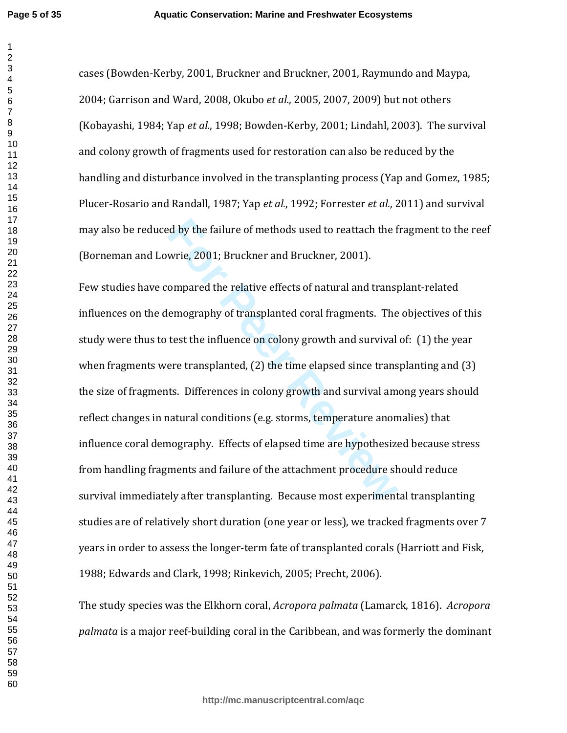cases (Bowden-Kerby, 2001, Bruckner and Bruckner, 2001, Raymundo and Maypa, 2004; Garrison and Ward, 2008, Okubo *et al.*, 2005, 2007, 2009) but not others (Kobayashi, 1984; Yap *et al.*, 1998; Bowden-Kerby, 2001; Lindahl, 2003). The survival and colony growth of fragments used for restoration can also be reduced by the handling and disturbance involved in the transplanting process (Yap and Gomez, 1985; Plucer-Rosario and Randall, 1987; Yap *et al.*, 1992; Forrester *et al.*, 2011) and survival may also be reduced by the failure of methods used to reattach the fragment to the reef (Borneman and Lowrie, 2001; Bruckner and Bruckner, 2001).

Few studies have compared the relative effects of natural and transplant-related influences on the demography of transplanted coral fragments. The objectives of this study were thus to test the influence on colony growth and survival of: (1) the year when fragments were transplanted, (2) the time elapsed since transplanting and (3) the size of fragments. Differences in colony growth and survival among years should reflect changes in natural conditions (e.g. storms, temperature anomalies) that influence coral demography. Effects of elapsed time are hypothesized because stress from handling fragments and failure of the attachment procedure should reduce survival immediately after transplanting. Because most experimental transplanting studies are of relatively short duration (one year or less), we tracked fragments over 7 years in order to assess the longer-term fate of transplanted corals (Harriott and Fisk, 1988; Edwards and Clark, 1998; Rinkevich, 2005; Precht, 2006).

The study species was the Elkhorn coral, *Acropora palmata* (Lamarck, 1816). *Acropora palmata* is a major reef-building coral in the Caribbean, and was formerly the dominant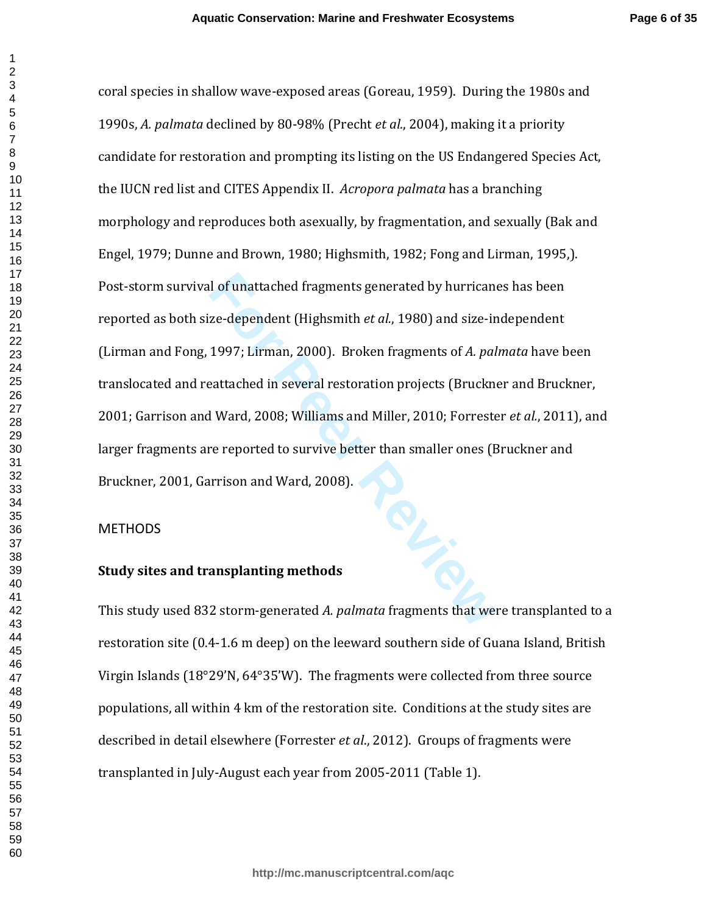coral species in shallow wave-exposed areas (Goreau, 1959). During the 1980s and 1990s, *A. palmata* declined by 80-98% (Precht *et al.*, 2004), making it a priority candidate for restoration and prompting its listing on the US Endangered Species Act, the IUCN red list and CITES Appendix II. *Acropora palmata* has a branching morphology and reproduces both asexually, by fragmentation, and sexually (Bak and Engel, 1979; Dunne and Brown, 1980; Highsmith, 1982; Fong and Lirman, 1995,). Post-storm survival of unattached fragments generated by hurricanes has been reported as both size-dependent (Highsmith *et al.*, 1980) and size-independent (Lirman and Fong, 1997; Lirman, 2000). Broken fragments of *A. palmata* have been translocated and reattached in several restoration projects (Bruckner and Bruckner, 2001; Garrison and Ward, 2008; Williams and Miller, 2010; Forrester *et al.*, 2011), and larger fragments are reported to survive better than smaller ones (Bruckner and Bruckner, 2001, Garrison and Ward, 2008).

## METHODS

### Study sites and transplanting methods

This study used 832 storm-generated *A. palmata* fragments that were transplanted to a restoration site (0.4-1.6 m deep) on the leeward southern side of Guana Island, British Virgin Islands (18°29'N, 64°35'W). The fragments were collected from three source populations, all within 4 km of the restoration site. Conditions at the study sites are described in detail elsewhere (Forrester *et al.*, 2012). Groups of fragments were transplanted in July-August each year from 2005-2011 (Table 1).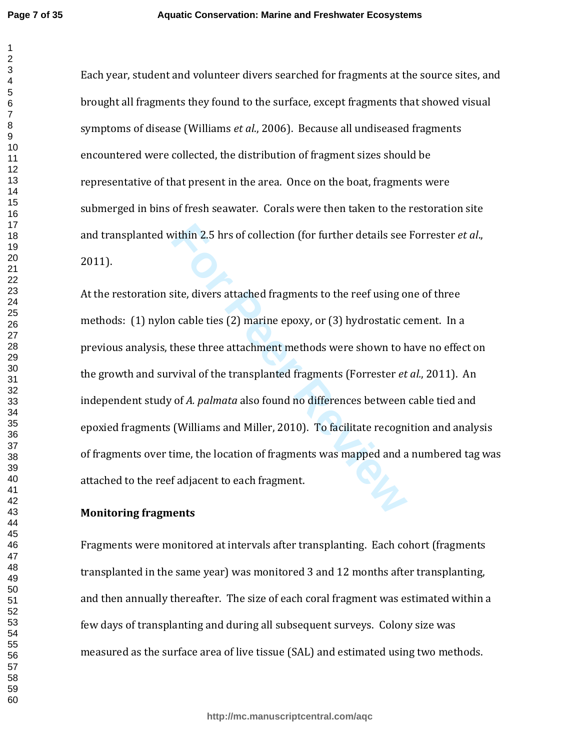Each year, student and volunteer divers searched for fragments at the source sites, and brought all fragments they found to the surface, except fragments that showed visual symptoms of disease (Williams *et al.*, 2006). Because all undiseased fragments encountered were collected, the distribution of fragment sizes should be representative of that present in the area. Once on the boat, fragments were submerged in bins of fresh seawater. Corals were then taken to the restoration site and transplanted within 2.5 hrs of collection (for further details see Forrester *et al.*, 2011).

At the restoration site, divers attached fragments to the reef using one of three methods: (1) nylon cable ties (2) marine epoxy, or (3) hydrostatic cement. In a previous analysis, these three attachment methods were shown to have no effect on the growth and survival of the transplanted fragments (Forrester *et al.*, 2011). An independent study of *A. palmata* also found no differences between cable tied and epoxied fragments (Williams and Miller, 2010). To facilitate recognition and analysis of fragments over time, the location of fragments was mapped and a numbered tag was attached to the reef adjacent to each fragment.

**Monitoring fragments**

Fragments were monitored at intervals after transplanting. Each cohort (fragments transplanted in the same year) was monitored 3 and 12 months after transplanting, and then annually thereafter. The size of each coral fragment was estimated within a few days of transplanting and during all subsequent surveys. Colony size was measured as the surface area of live tissue (SAL) and estimated using two methods.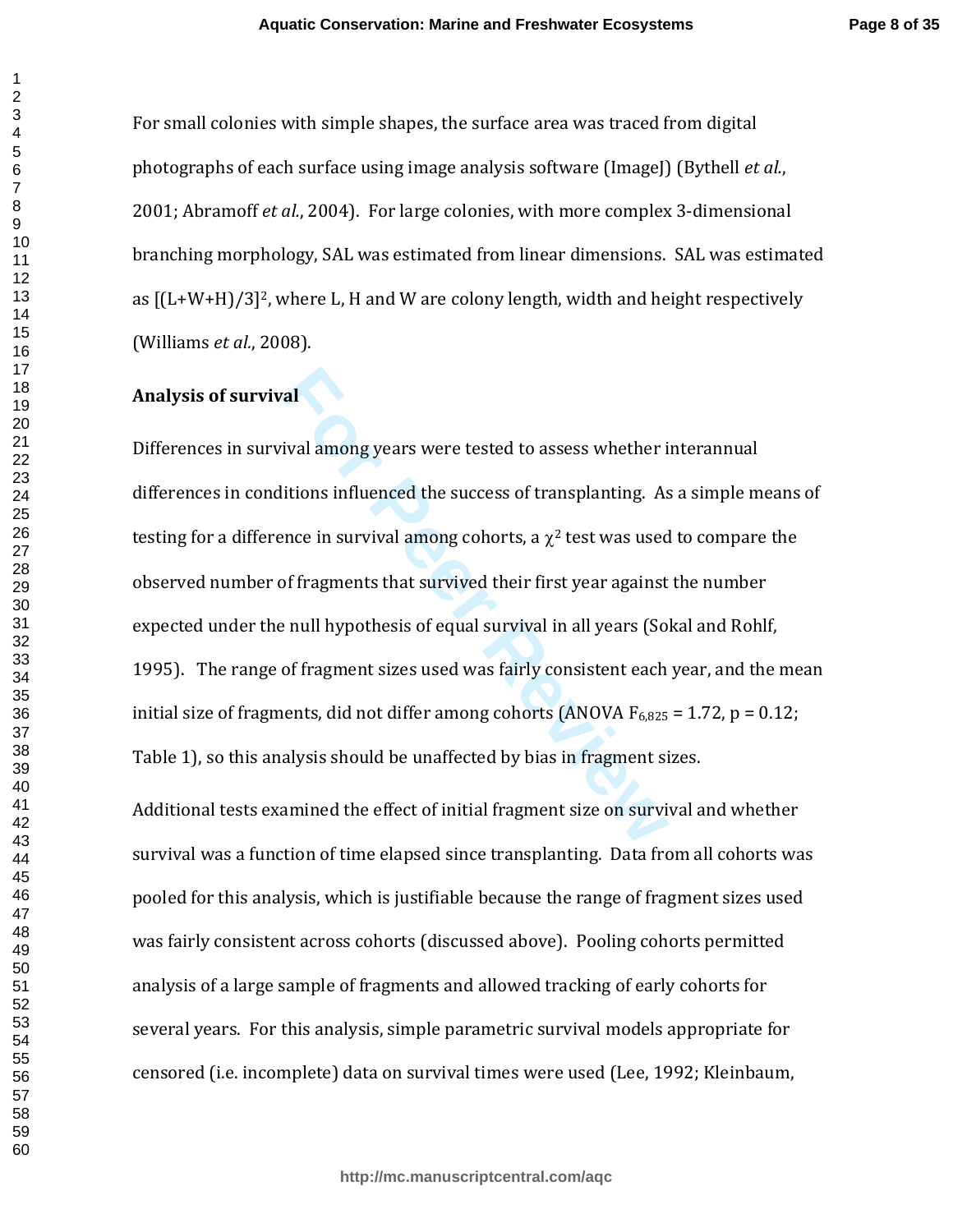For small colonies with simple shapes, the surface area was traced from digital photographs of each surface using image analysis software (ImageJ) (Bythell *et al.*, 2001; Abramoff *et al.*, 2004). For large colonies, with more complex 3-dimensional branching morphology, SAL was estimated from linear dimensions. SAL was estimated as $[(L+W+H)/3]^2$, where L, H and W are colony length, width and height respectively (Williams *et al.*, 2008).

**Analysis of survival**

Differences in survival among years were tested to assess whether interannual differences in conditions influenced the success of transplanting. As a simple means of testing for a difference in survival among cohorts, a $\chi^2$ test was used to compare the observed number of fragments that survived their first year against the number expected under the null hypothesis of equal survival in all years (Sokal and Rohlf, 1995). The range of fragment sizes used was fairly consistent each year, and the mean initial size of fragments, did not differ among cohorts (ANOVA $F_{6,825} = 1.72$, $p = 0.12$; Table 1), so this analysis should be unaffected by bias in fragment sizes.

Additional tests examined the effect of initial fragment size on survival and whether survival was a function of time elapsed since transplanting. Data from all cohorts was pooled for this analysis, which is justifiable because the range of fragment sizes used was fairly consistent across cohorts (discussed above). Pooling cohorts permitted analysis of a large sample of fragments and allowed tracking of early cohorts for several years. For this analysis, simple parametric survival models appropriate for censored (i.e. incomplete) data on survival times were used (Lee, 1992; Kleinbaum,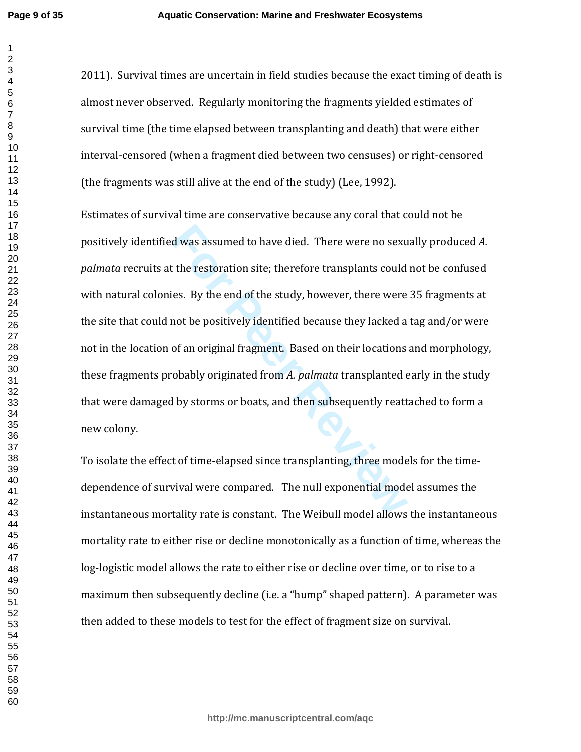2011). Survival times are uncertain in field studies because the exact timing of death is almost never observed. Regularly monitoring the fragments yielded estimates of survival time (the time elapsed between transplanting and death) that were either interval-censored (when a fragment died between two censuses) or right-censored (the fragments was still alive at the end of the study) (Lee, 1992).

Estimates of survival time are conservative because any coral that could not be positively identified was assumed to have died. There were no sexually produced *A. palmata* recruits at the restoration site; therefore transplants could not be confused with natural colonies. By the end of the study, however, there were 35 fragments at the site that could not be positively identified because they lacked a tag and/or were not in the location of an original fragment. Based on their locations and morphology, these fragments probably originated from *A. palmata* transplanted early in the study that were damaged by storms or boats, and then subsequently reattached to form a new colony.

To isolate the effect of time-elapsed since transplanting, three models for the time-dependence of survival were compared. The null exponential model assumes the instantaneous mortality rate is constant. The Weibull model allows the instantaneous mortality rate to either rise or decline monotonically as a function of time, whereas the log-logistic model allows the rate to either rise or decline over time, or to rise to a maximum then subsequently decline (i.e. a "hump" shaped pattern). A parameter was then added to these models to test for the effect of fragment size on survival.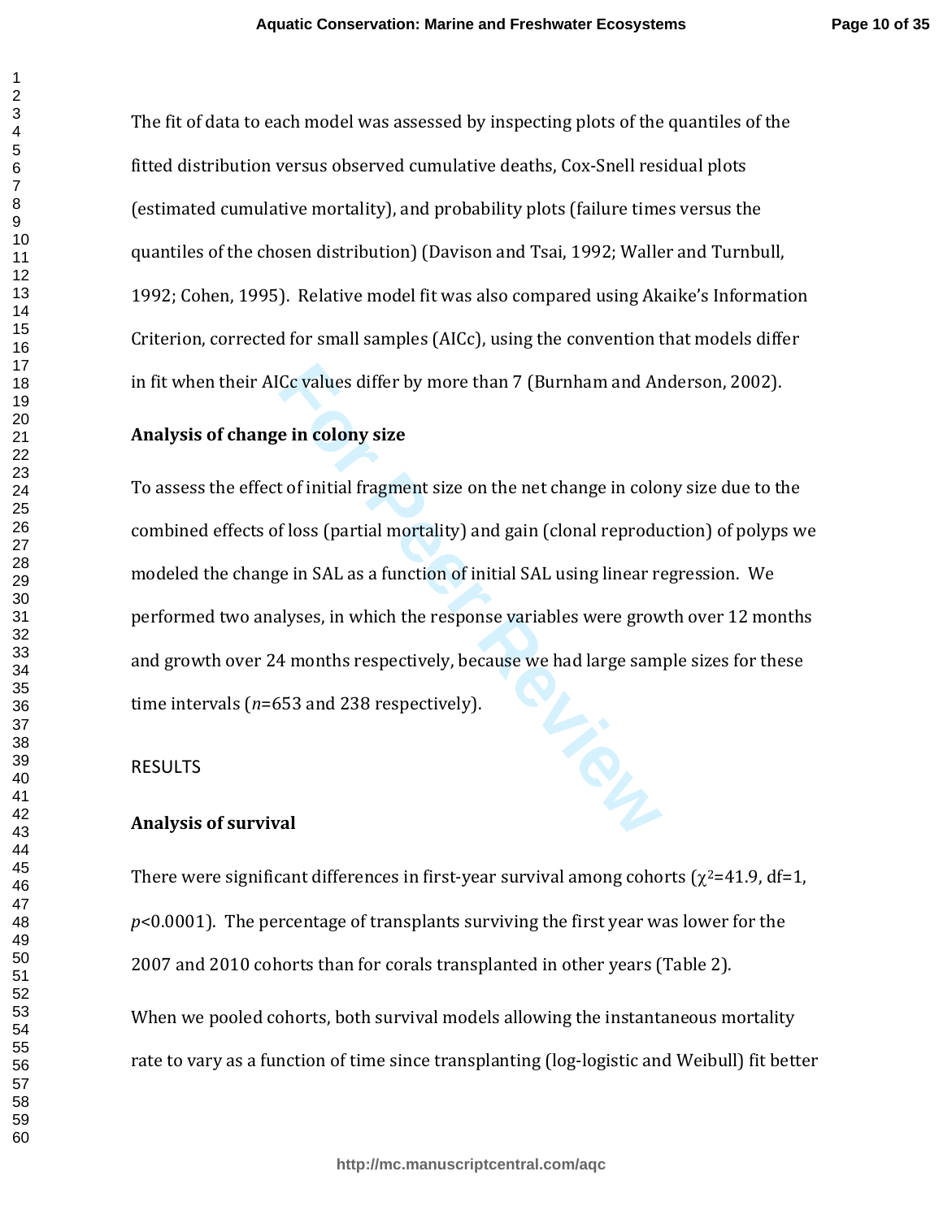The fit of data to each model was assessed by inspecting plots of the quantiles of the fitted distribution versus observed cumulative deaths, Cox-Snell residual plots (estimated cumulative mortality), and probability plots (failure times versus the quantiles of the chosen distribution) (Davison and Tsai, 1992; Waller and Turnbull, 1992; Cohen, 1995). Relative model fit was also compared using Akaike's Information Criterion, corrected for small samples (AICc), using the convention that models differ in fit when their AICc values differ by more than 7 (Burnham and Anderson, 2002).

**Analysis of change in colony size**

To assess the effect of initial fragment size on the net change in colony size due to the combined effects of loss (partial mortality) and gain (clonal reproduction) of polyps we modeled the change in SAL as a function of initial SAL using linear regression. We performed two analyses, in which the response variables were growth over 12 months and growth over 24 months respectively, because we had large sample sizes for these time intervals (*n*=653 and 238 respectively).

# RESULTS

**Analysis of survival**

There were significant differences in first-year survival among cohorts ($\chi^2$=41.9, df=1, *p*<0.0001). The percentage of transplants surviving the first year was lower for the 2007 and 2010 cohorts than for corals transplanted in other years (Table 2).

When we pooled cohorts, both survival models allowing the instantaneous mortality rate to vary as a function of time since transplanting (log-logistic and Weibull) fit better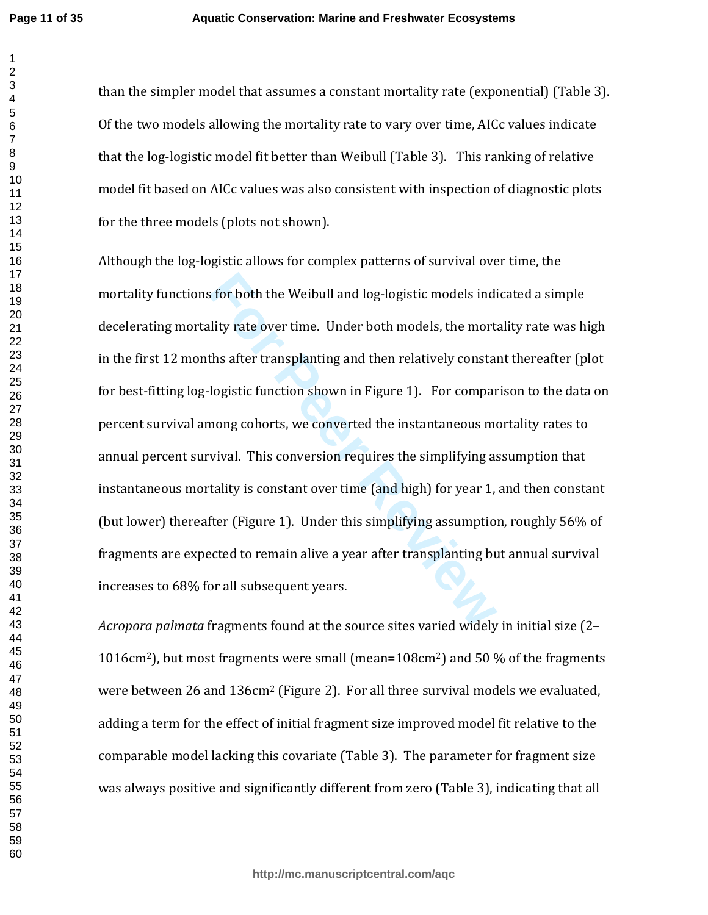than the simpler model that assumes a constant mortality rate (exponential) (Table 3). Of the two models allowing the mortality rate to vary over time, AICc values indicate that the log-logistic model fit better than Weibull (Table 3). This ranking of relative model fit based on AICc values was also consistent with inspection of diagnostic plots for the three models (plots not shown).

Although the log-logistic allows for complex patterns of survival over time, the mortality functions for both the Weibull and log-logistic models indicated a simple decelerating mortality rate over time. Under both models, the mortality rate was high in the first 12 months after transplanting and then relatively constant thereafter (plot for best-fitting log-logistic function shown in Figure 1). For comparison to the data on percent survival among cohorts, we converted the instantaneous mortality rates to annual percent survival. This conversion requires the simplifying assumption that instantaneous mortality is constant over time (and high) for year 1, and then constant (but lower) thereafter (Figure 1). Under this simplifying assumption, roughly 56% of fragments are expected to remain alive a year after transplanting but annual survival increases to 68% for all subsequent years.

*Acropora palmata* fragments found at the source sites varied widely in initial size (2–1016cm$^2$), but most fragments were small (mean=108cm$^2$) and 50 % of the fragments were between 26 and 136cm$^2$ (Figure 2). For all three survival models we evaluated, adding a term for the effect of initial fragment size improved model fit relative to the comparable model lacking this covariate (Table 3). The parameter for fragment size was always positive and significantly different from zero (Table 3), indicating that all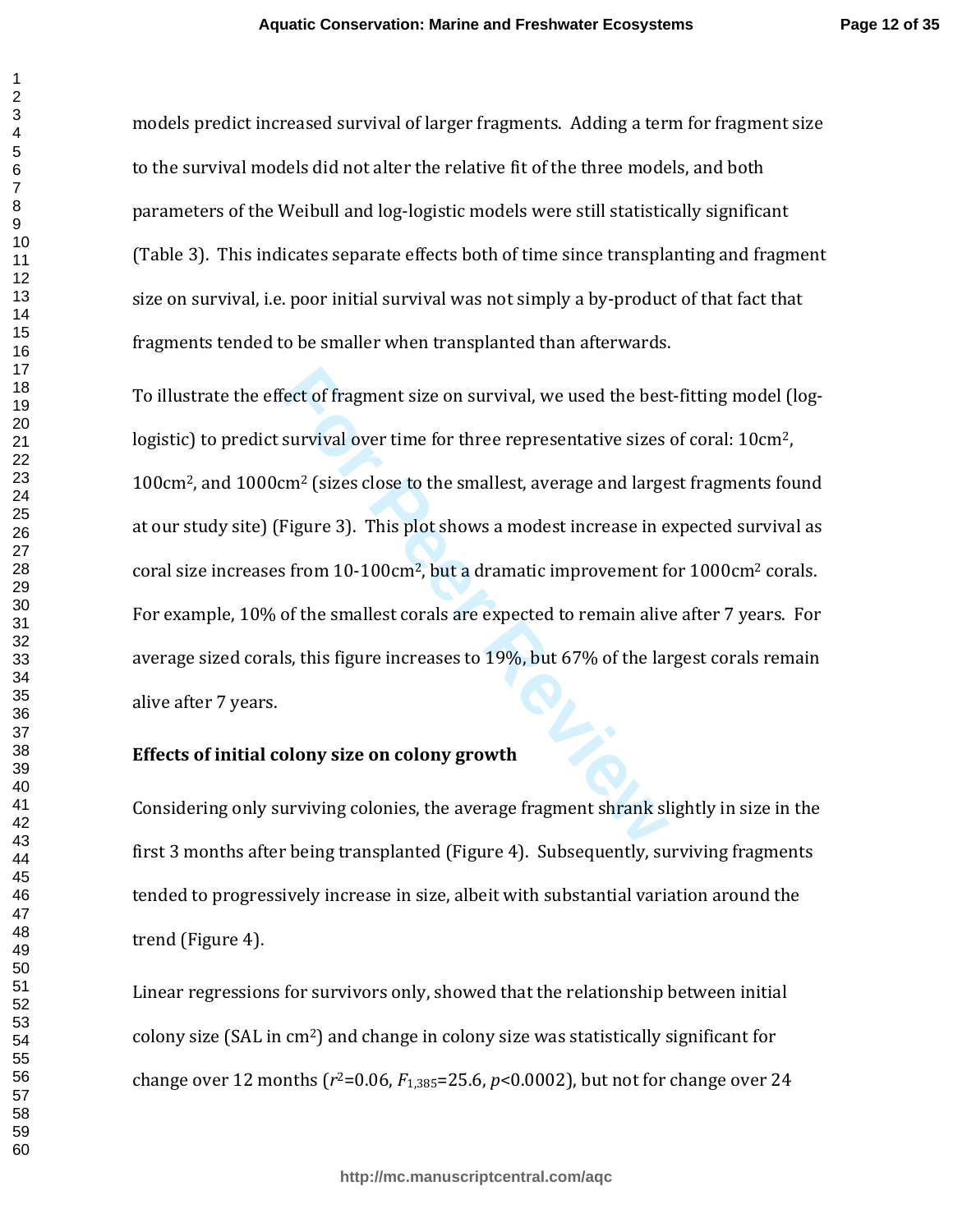models predict increased survival of larger fragments. Adding a term for fragment size to the survival models did not alter the relative fit of the three models, and both parameters of the Weibull and log-logistic models were still statistically significant (Table 3). This indicates separate effects both of time since transplanting and fragment size on survival, i.e. poor initial survival was not simply a by-product of that fact that fragments tended to be smaller when transplanted than afterwards.

To illustrate the effect of fragment size on survival, we used the best-fitting model (log-logistic) to predict survival over time for three representative sizes of coral: 10cm$^2$, 100cm$^2$, and 1000cm$^2$ (sizes close to the smallest, average and largest fragments found at our study site) (Figure 3). This plot shows a modest increase in expected survival as coral size increases from 10-100cm$^2$, but a dramatic improvement for 1000cm$^2$ corals. For example, 10% of the smallest corals are expected to remain alive after 7 years. For average sized corals, this figure increases to 19%, but 67% of the largest corals remain alive after 7 years.

**Effects of initial colony size on colony growth**

Considering only surviving colonies, the average fragment shrank slightly in size in the first 3 months after being transplanted (Figure 4). Subsequently, surviving fragments tended to progressively increase in size, albeit with substantial variation around the trend (Figure 4).

Linear regressions for survivors only, showed that the relationship between initial colony size (SAL in cm$^2$) and change in colony size was statistically significant for change over 12 months ($r^2$=0.06, $F_{1,385}$=25.6, $p$<0.0002), but not for change over 24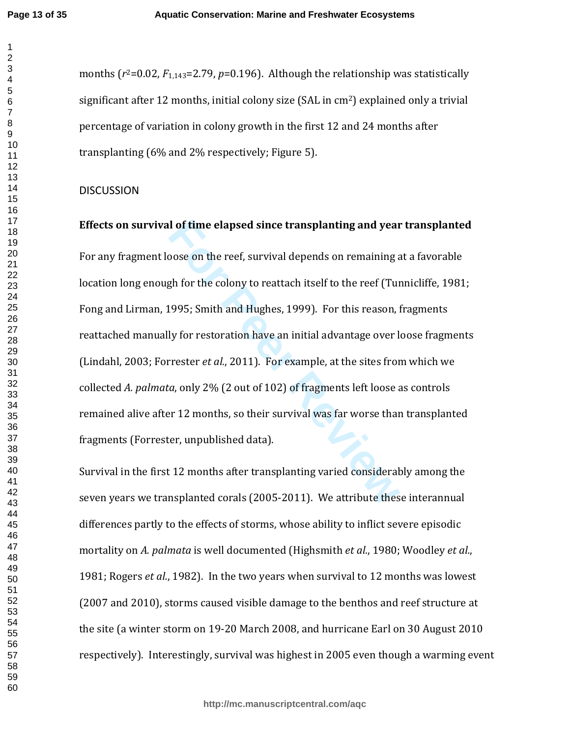months ($r^2$=0.02, $F_{1,143}$=2.79, $p$=0.196). Although the relationship was statistically significant after 12 months, initial colony size (SAL in cm$^2$) explained only a trivial percentage of variation in colony growth in the first 12 and 24 months after transplanting (6% and 2% respectively; Figure 5).

## DISCUSSION

### Effects on survival of time elapsed since transplanting and year transplanted

For any fragment loose on the reef, survival depends on remaining at a favorable location long enough for the colony to reattach itself to the reef (Tunnicliffe, 1981; Fong and Lirman, 1995; Smith and Hughes, 1999). For this reason, fragments reattached manually for restoration have an initial advantage over loose fragments (Lindahl, 2003; Forrester *et al.*, 2011). For example, at the sites from which we collected *A. palmata*, only 2% (2 out of 102) of fragments left loose as controls remained alive after 12 months, so their survival was far worse than transplanted fragments (Forrester, unpublished data).

Survival in the first 12 months after transplanting varied considerably among the seven years we transplanted corals (2005-2011). We attribute these interannual differences partly to the effects of storms, whose ability to inflict severe episodic mortality on *A. palmata* is well documented (Highsmith *et al.*, 1980; Woodley *et al.*, 1981; Rogers *et al.*, 1982). In the two years when survival to 12 months was lowest (2007 and 2010), storms caused visible damage to the benthos and reef structure at the site (a winter storm on 19-20 March 2008, and hurricane Earl on 30 August 2010 respectively). Interestingly, survival was highest in 2005 even though a warming event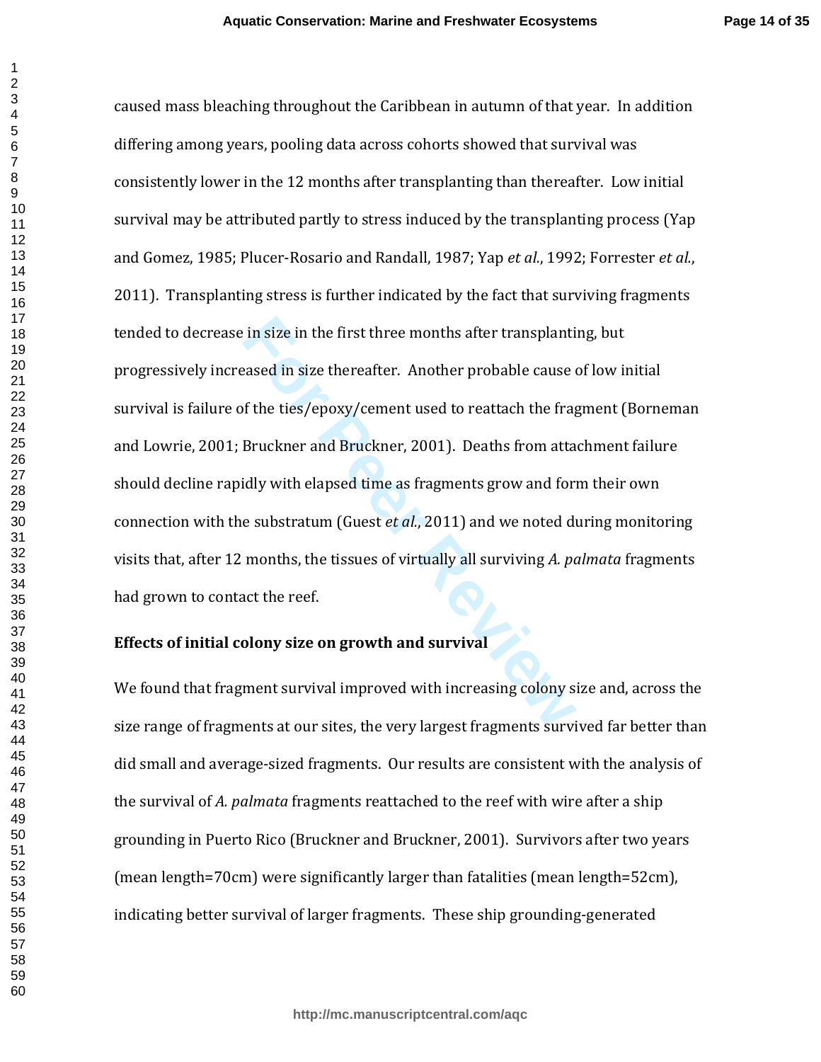caused mass bleaching throughout the Caribbean in autumn of that year. In addition differing among years, pooling data across cohorts showed that survival was consistently lower in the 12 months after transplanting than thereafter. Low initial survival may be attributed partly to stress induced by the transplanting process (Yap and Gomez, 1985; Plucer-Rosario and Randall, 1987; Yap *et al.*, 1992; Forrester *et al.*, 2011). Transplanting stress is further indicated by the fact that surviving fragments tended to decrease in size in the first three months after transplanting, but progressively increased in size thereafter. Another probable cause of low initial survival is failure of the ties/epoxy/cement used to reattach the fragment (Borneman and Lowrie, 2001; Bruckner and Bruckner, 2001). Deaths from attachment failure should decline rapidly with elapsed time as fragments grow and form their own connection with the substratum (Guest *et al.*, 2011) and we noted during monitoring visits that, after 12 months, the tissues of virtually all surviving *A. palmata* fragments had grown to contact the reef.

**Effects of initial colony size on growth and survival**

We found that fragment survival improved with increasing colony size and, across the size range of fragments at our sites, the very largest fragments survived far better than did small and average-sized fragments. Our results are consistent with the analysis of the survival of *A. palmata* fragments reattached to the reef with wire after a ship grounding in Puerto Rico (Bruckner and Bruckner, 2001). Survivors after two years (mean length=70cm) were significantly larger than fatalities (mean length=52cm), indicating better survival of larger fragments. These ship grounding-generated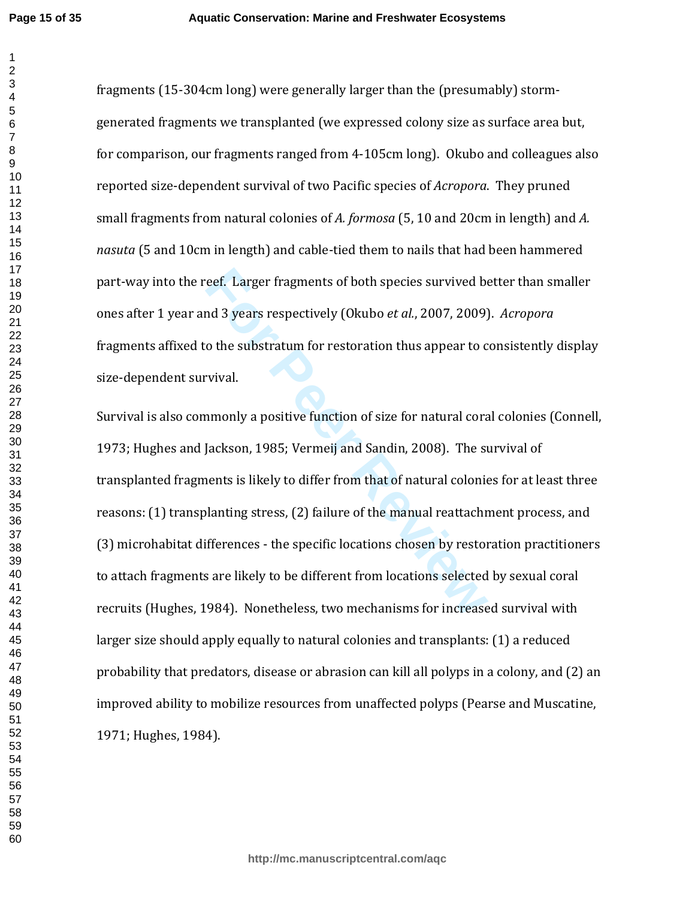fragments (15-304cm long) were generally larger than the (presumably) storm-generated fragments we transplanted (we expressed colony size as surface area but, for comparison, our fragments ranged from 4-105cm long). Okubo and colleagues also reported size-dependent survival of two Pacific species of *Acropora*. They pruned small fragments from natural colonies of *A. formosa* (5, 10 and 20cm in length) and *A. nasuta* (5 and 10cm in length) and cable-tied them to nails that had been hammered part-way into the reef. Larger fragments of both species survived better than smaller ones after 1 year and 3 years respectively (Okubo *et al.*, 2007, 2009). *Acropora* fragments affixed to the substratum for restoration thus appear to consistently display size-dependent survival.

Survival is also commonly a positive function of size for natural coral colonies (Connell, 1973; Hughes and Jackson, 1985; Vermeij and Sandin, 2008). The survival of transplanted fragments is likely to differ from that of natural colonies for at least three reasons: (1) transplanting stress, (2) failure of the manual reattachment process, and (3) microhabitat differences - the specific locations chosen by restoration practitioners to attach fragments are likely to be different from locations selected by sexual coral recruits (Hughes, 1984). Nonetheless, two mechanisms for increased survival with larger size should apply equally to natural colonies and transplants: (1) a reduced probability that predators, disease or abrasion can kill all polyps in a colony, and (2) an improved ability to mobilize resources from unaffected polyps (Pearse and Muscatine, 1971; Hughes, 1984).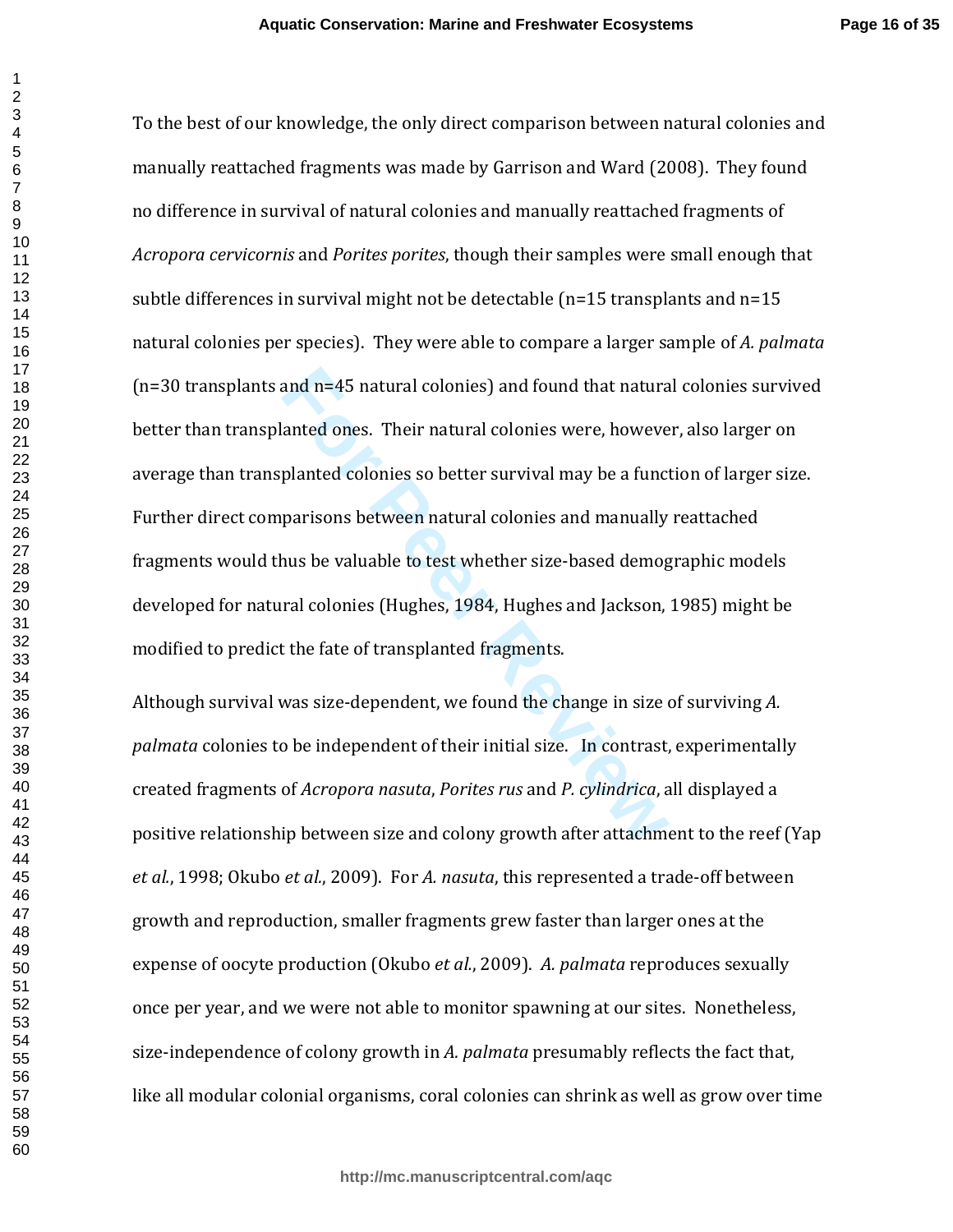To the best of our knowledge, the only direct comparison between natural colonies and manually reattached fragments was made by Garrison and Ward (2008). They found no difference in survival of natural colonies and manually reattached fragments of *Acropora cervicornis* and *Porites porites*, though their samples were small enough that subtle differences in survival might not be detectable (n=15 transplants and n=15 natural colonies per species). They were able to compare a larger sample of *A. palmata* (n=30 transplants and n=45 natural colonies) and found that natural colonies survived better than transplanted ones. Their natural colonies were, however, also larger on average than transplanted colonies so better survival may be a function of larger size. Further direct comparisons between natural colonies and manually reattached fragments would thus be valuable to test whether size-based demographic models developed for natural colonies (Hughes, 1984, Hughes and Jackson, 1985) might be modified to predict the fate of transplanted fragments.

Although survival was size-dependent, we found the change in size of surviving *A. palmata* colonies to be independent of their initial size. In contrast, experimentally created fragments of *Acropora nasuta*, *Porites rus* and *P. cylindrica*, all displayed a positive relationship between size and colony growth after attachment to the reef (Yap *et al.*, 1998; Okubo *et al.*, 2009). For *A. nasuta*, this represented a trade-off between growth and reproduction, smaller fragments grew faster than larger ones at the expense of oocyte production (Okubo *et al.*, 2009). *A. palmata* reproduces sexually once per year, and we were not able to monitor spawning at our sites. Nonetheless, size-independence of colony growth in *A. palmata* presumably reflects the fact that, like all modular colonial organisms, coral colonies can shrink as well as grow over time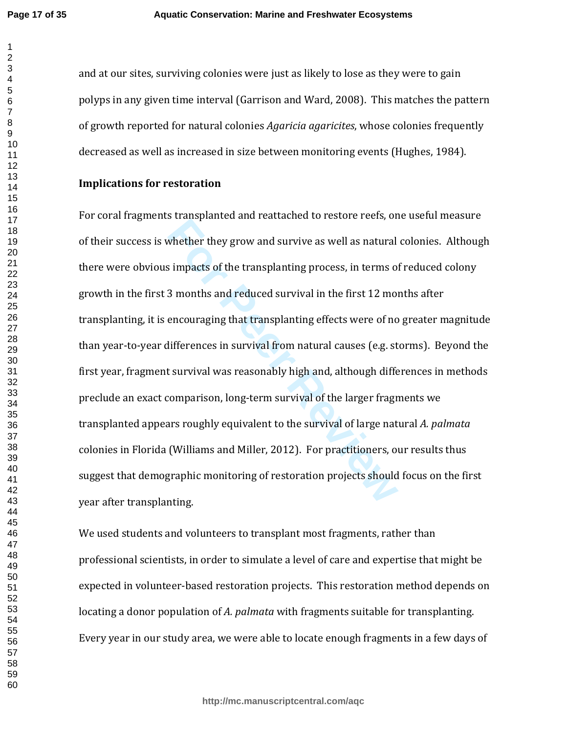and at our sites, surviving colonies were just as likely to lose as they were to gain polyps in any given time interval (Garrison and Ward, 2008). This matches the pattern of growth reported for natural colonies *Agaricia agaricites*, whose colonies frequently decreased as well as increased in size between monitoring events (Hughes, 1984).

**Implications for restoration**

For coral fragments transplanted and reattached to restore reefs, one useful measure of their success is whether they grow and survive as well as natural colonies. Although there were obvious impacts of the transplanting process, in terms of reduced colony growth in the first 3 months and reduced survival in the first 12 months after transplanting, it is encouraging that transplanting effects were of no greater magnitude than year-to-year differences in survival from natural causes (e.g. storms). Beyond the first year, fragment survival was reasonably high and, although differences in methods preclude an exact comparison, long-term survival of the larger fragments we transplanted appears roughly equivalent to the survival of large natural *A. palmata* colonies in Florida (Williams and Miller, 2012). For practitioners, our results thus suggest that demographic monitoring of restoration projects should focus on the first year after transplanting.

We used students and volunteers to transplant most fragments, rather than professional scientists, in order to simulate a level of care and expertise that might be expected in volunteer-based restoration projects. This restoration method depends on locating a donor population of *A. palmata* with fragments suitable for transplanting. Every year in our study area, we were able to locate enough fragments in a few days of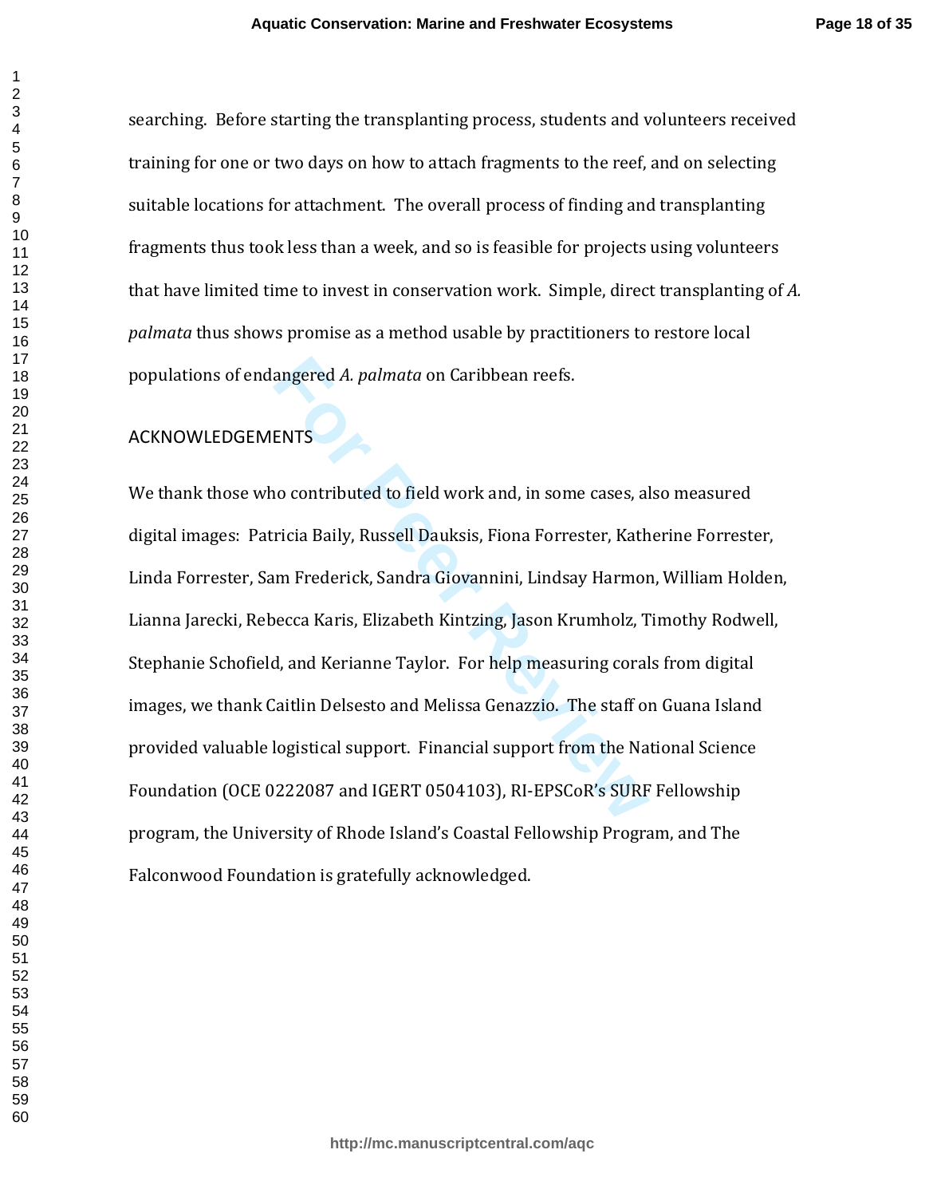searching. Before starting the transplanting process, students and volunteers received training for one or two days on how to attach fragments to the reef, and on selecting suitable locations for attachment. The overall process of finding and transplanting fragments thus took less than a week, and so is feasible for projects using volunteers that have limited time to invest in conservation work. Simple, direct transplanting of *A. palmata* thus shows promise as a method usable by practitioners to restore local populations of endangered *A. palmata* on Caribbean reefs.

## ACKNOWLEDGEMENTS

We thank those who contributed to field work and, in some cases, also measured digital images: Patricia Baily, Russell Dauksis, Fiona Forrester, Katherine Forrester, Linda Forrester, Sam Frederick, Sandra Giovannini, Lindsay Harmon, William Holden, Lianna Jarecki, Rebecca Karis, Elizabeth Kintzing, Jason Krumholz, Timothy Rodwell, Stephanie Schofield, and Kerianne Taylor. For help measuring corals from digital images, we thank Caitlin Delsesto and Melissa Genazzio. The staff on Guana Island provided valuable logistical support. Financial support from the National Science Foundation (OCE 0222087 and IGERT 0504103), RI-EPSCoR's SURF Fellowship program, the University of Rhode Island's Coastal Fellowship Program, and The Falconwood Foundation is gratefully acknowledged.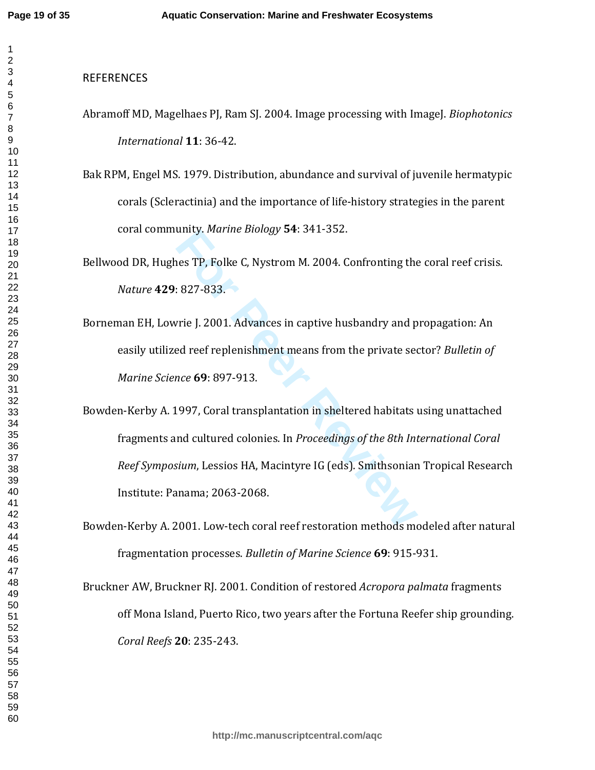## REFERENCES

Abramoff MD, Magelhaes PJ, Ram SJ. 2004. Image processing with ImageJ. *Biophotonics International* **11**: 36-42.

Bak RPM, Engel MS. 1979. Distribution, abundance and survival of juvenile hermatypic corals (Scleractinia) and the importance of life-history strategies in the parent coral community. *Marine Biology* **54**: 341-352.

Bellwood DR, Hughes TP, Folke C, Nystrom M. 2004. Confronting the coral reef crisis. *Nature* **429**: 827-833.

Borneman EH, Lowrie J. 2001. Advances in captive husbandry and propagation: An easily utilized reef replenishment means from the private sector? *Bulletin of Marine Science* **69**: 897-913.

Bowden-Kerby A. 1997, Coral transplantation in sheltered habitats using unattached fragments and cultured colonies. In *Proceedings of the 8th International Coral Reef Symposium*, Lessios HA, Macintyre IG (eds). Smithsonian Tropical Research Institute: Panama; 2063-2068.

Bowden-Kerby A. 2001. Low-tech coral reef restoration methods modeled after natural fragmentation processes. *Bulletin of Marine Science* **69**: 915-931.

Bruckner AW, Bruckner RJ. 2001. Condition of restored *Acropora palmata* fragments off Mona Island, Puerto Rico, two years after the Fortuna Reefer ship grounding. *Coral Reefs* **20**: 235-243.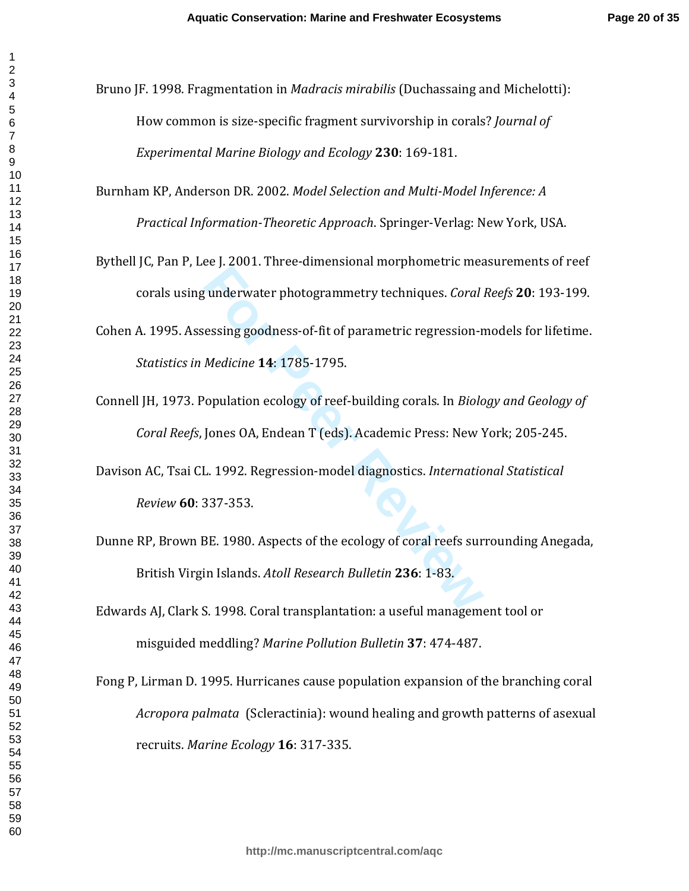Bruno JF. 1998. Fragmentation in *Madracis mirabilis* (Duchassaing and Michelotti): How common is size-specific fragment survivorship in corals? *Journal of Experimental Marine Biology and Ecology* **230**: 169-181.

Burnham KP, Anderson DR. 2002. *Model Selection and Multi-Model Inference: A Practical Information-Theoretic Approach*. Springer-Verlag: New York, USA.

Bythell JC, Pan P, Lee J. 2001. Three-dimensional morphometric measurements of reef corals using underwater photogrammetry techniques. *Coral Reefs* **20**: 193-199.

Cohen A. 1995. Assessing goodness-of-fit of parametric regression-models for lifetime. *Statistics in Medicine* **14**: 1785-1795.

Connell JH, 1973. Population ecology of reef-building corals. In *Biology and Geology of Coral Reefs*, Jones OA, Endean T (eds). Academic Press: New York; 205-245.

Davison AC, Tsai CL. 1992. Regression-model diagnostics. *International Statistical Review* **60**: 337-353.

Dunne RP, Brown BE. 1980. Aspects of the ecology of coral reefs surrounding Anegada, British Virgin Islands. *Atoll Research Bulletin* **236**: 1-83.

Edwards AJ, Clark S. 1998. Coral transplantation: a useful management tool or misguided meddling? *Marine Pollution Bulletin* **37**: 474-487.

Fong P, Lirman D. 1995. Hurricanes cause population expansion of the branching coral *Acropora palmata* (Scleractinia): wound healing and growth patterns of asexual recruits. *Marine Ecology* **16**: 317-335.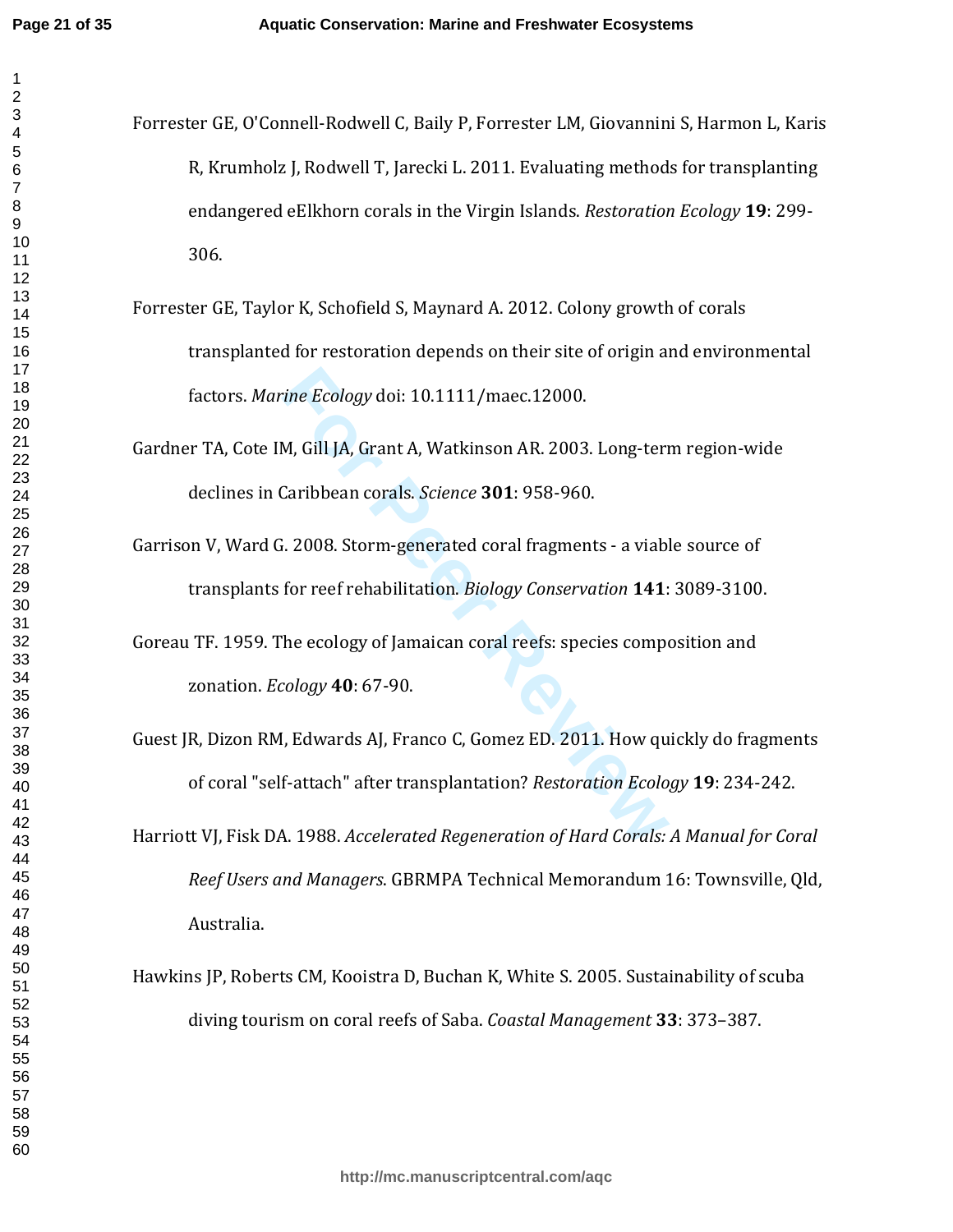Forrester GE, O'Connell-Rodwell C, Baily P, Forrester LM, Giovannini S, Harmon L, Karis R, Krumholz J, Rodwell T, Jarecki L. 2011. Evaluating methods for transplanting endangered eElkhorn corals in the Virgin Islands. *Restoration Ecology* **19**: 299-306.

Forrester GE, Taylor K, Schofield S, Maynard A. 2012. Colony growth of corals transplanted for restoration depends on their site of origin and environmental factors. *Marine Ecology* doi: 10.1111/maec.12000.

Gardner TA, Cote IM, Gill JA, Grant A, Watkinson AR. 2003. Long-term region-wide declines in Caribbean corals. *Science* **301**: 958-960.

Garrison V, Ward G. 2008. Storm-generated coral fragments - a viable source of transplants for reef rehabilitation. *Biology Conservation* **141**: 3089-3100.

Goreau TF. 1959. The ecology of Jamaican coral reefs: species composition and zonation. *Ecology* **40**: 67-90.

Guest JR, Dizon RM, Edwards AJ, Franco C, Gomez ED. 2011. How quickly do fragments of coral "self-attach" after transplantation? *Restoration Ecology* **19**: 234-242.

Harriott VJ, Fisk DA. 1988. *Accelerated Regeneration of Hard Corals: A Manual for Coral Reef Users and Managers*. GBRMPA Technical Memorandum 16: Townsville, Qld, Australia.

Hawkins JP, Roberts CM, Kooistra D, Buchan K, White S. 2005. Sustainability of scuba diving tourism on coral reefs of Saba. *Coastal Management* **33**: 373–387.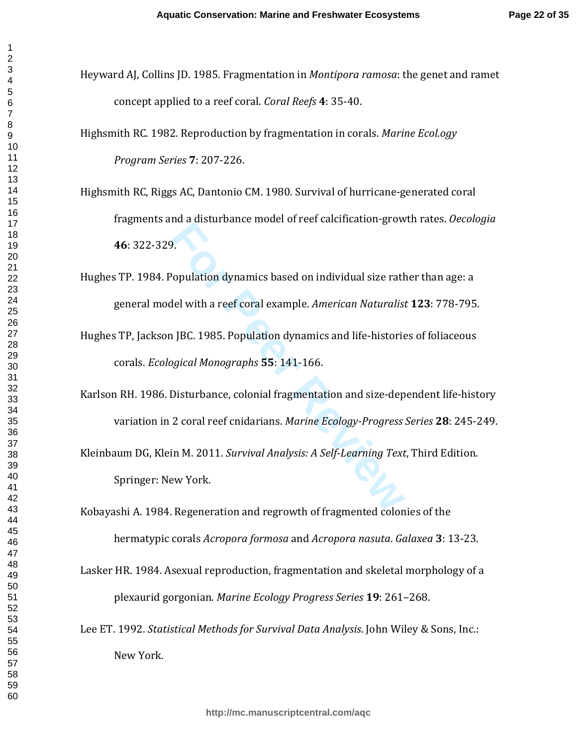Heyward AJ, Collins JD. 1985. Fragmentation in *Montipora ramosa*: the genet and ramet concept applied to a reef coral. *Coral Reefs* **4**: 35-40.

Highsmith RC. 1982. Reproduction by fragmentation in corals. *Marine Ecol.ogy Program Series* **7**: 207-226.

Highsmith RC, Riggs AC, Dantonio CM. 1980. Survival of hurricane-generated coral fragments and a disturbance model of reef calcification-growth rates. *Oecologia* **46**: 322-329.

Hughes TP. 1984. Population dynamics based on individual size rather than age: a general model with a reef coral example. *American Naturalist* **123**: 778-795.

Hughes TP, Jackson JBC. 1985. Population dynamics and life-histories of foliaceous corals. *Ecological Monographs* **55**: 141-166.

Karlson RH. 1986. Disturbance, colonial fragmentation and size-dependent life-history variation in 2 coral reef cnidarians. *Marine Ecology-Progress Series* **28**: 245-249.

Kleinbaum DG, Klein M. 2011. *Survival Analysis: A Self-Learning Text*, Third Edition. Springer: New York.

Kobayashi A. 1984. Regeneration and regrowth of fragmented colonies of the hermatypic corals *Acropora formosa* and *Acropora nasuta*. *Galaxea* **3**: 13-23.

Lasker HR. 1984. Asexual reproduction, fragmentation and skeletal morphology of a plexaurid gorgonian. *Marine Ecology Progress Series* **19**: 261–268.

Lee ET. 1992. *Statistical Methods for Survival Data Analysis*. John Wiley & Sons, Inc.: New York.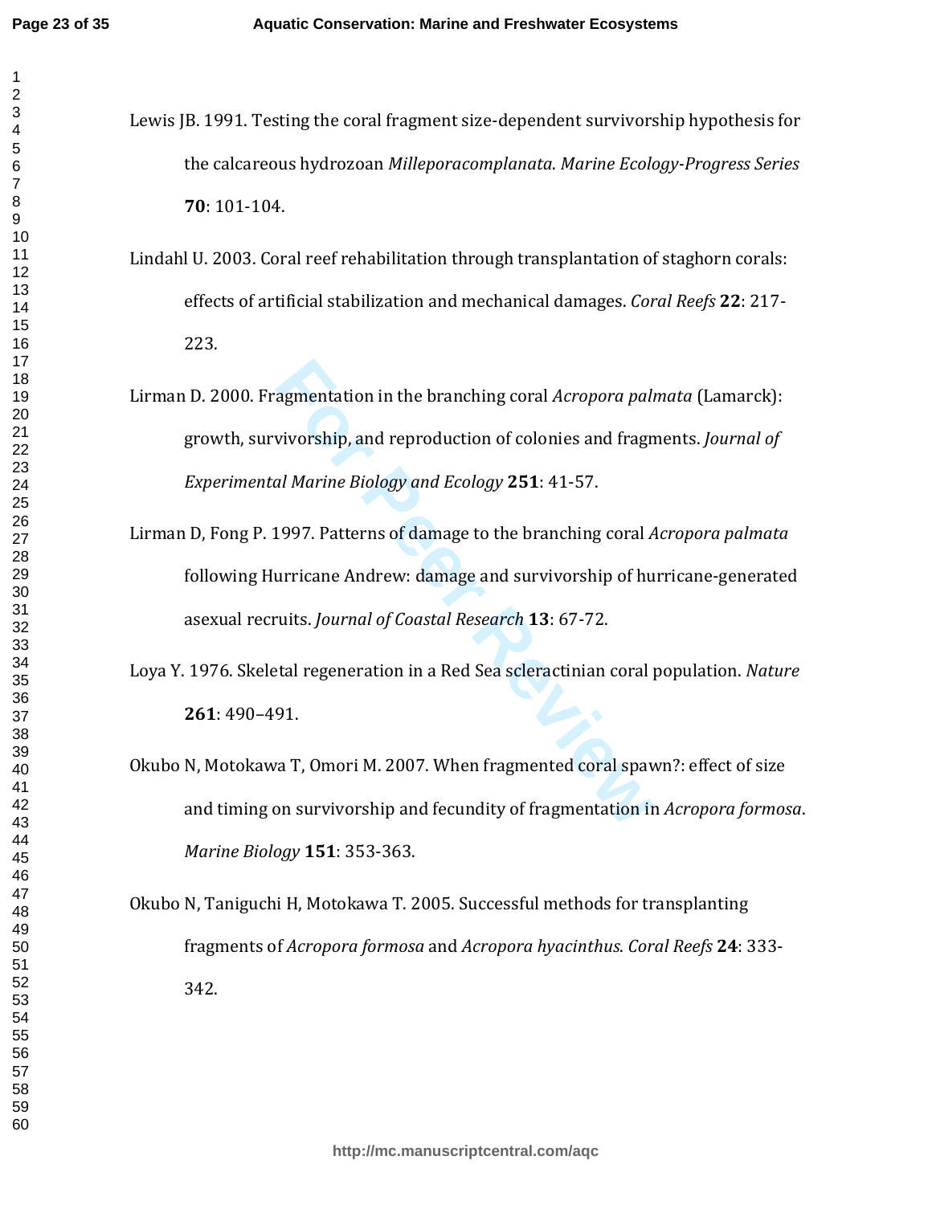Lewis JB. 1991. Testing the coral fragment size-dependent survivorship hypothesis for the calcareous hydrozoan *Milleporacomplanata*. *Marine Ecology-Progress Series* **70**: 101-104.

Lindahl U. 2003. Coral reef rehabilitation through transplantation of staghorn corals: effects of artificial stabilization and mechanical damages. *Coral Reefs* **22**: 217-223.

Lirman D. 2000. Fragmentation in the branching coral *Acropora palmata* (Lamarck): growth, survivorship, and reproduction of colonies and fragments. *Journal of Experimental Marine Biology and Ecology* **251**: 41-57.

Lirman D, Fong P. 1997. Patterns of damage to the branching coral *Acropora palmata* following Hurricane Andrew: damage and survivorship of hurricane-generated asexual recruits. *Journal of Coastal Research* **13**: 67-72.

Loya Y. 1976. Skeletal regeneration in a Red Sea scleractinian coral population. *Nature* **261**: 490–491.

Okubo N, Motokawa T, Omori M. 2007. When fragmented coral spawn?: effect of size and timing on survivorship and fecundity of fragmentation in *Acropora formosa*. *Marine Biology* **151**: 353-363.

Okubo N, Taniguchi H, Motokawa T. 2005. Successful methods for transplanting fragments of *Acropora formosa* and *Acropora hyacinthus*. *Coral Reefs* **24**: 333-342.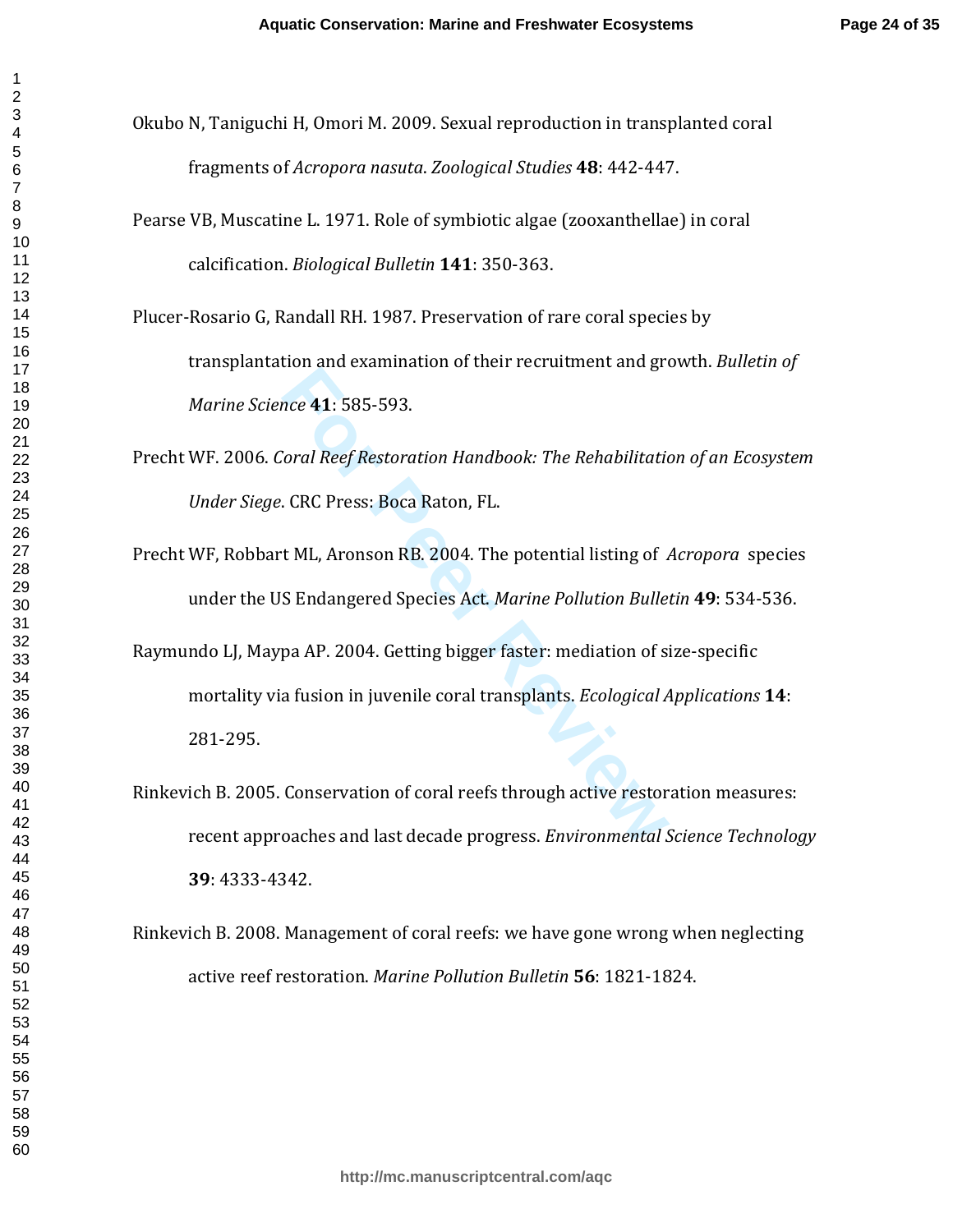Okubo N, Taniguchi H, Omori M. 2009. Sexual reproduction in transplanted coral fragments of *Acropora nasuta*. *Zoological Studies* **48**: 442-447.

Pearse VB, Muscatine L. 1971. Role of symbiotic algae (zooxanthellae) in coral calcification. *Biological Bulletin* **141**: 350-363.

Plucer-Rosario G, Randall RH. 1987. Preservation of rare coral species by transplantation and examination of their recruitment and growth. *Bulletin of Marine Science* **41**: 585-593.

Precht WF. 2006. *Coral Reef Restoration Handbook: The Rehabilitation of an Ecosystem Under Siege*. CRC Press: Boca Raton, FL.

Precht WF, Robbart ML, Aronson RB. 2004. The potential listing of *Acropora* species under the US Endangered Species Act. *Marine Pollution Bulletin* **49**: 534-536.

Raymundo LJ, Maypa AP. 2004. Getting bigger faster: mediation of size-specific mortality via fusion in juvenile coral transplants. *Ecological Applications* **14**: 281-295.

Rinkevich B. 2005. Conservation of coral reefs through active restoration measures: recent approaches and last decade progress. *Environmental Science Technology* **39**: 4333-4342.

Rinkevich B. 2008. Management of coral reefs: we have gone wrong when neglecting active reef restoration. *Marine Pollution Bulletin* **56**: 1821-1824.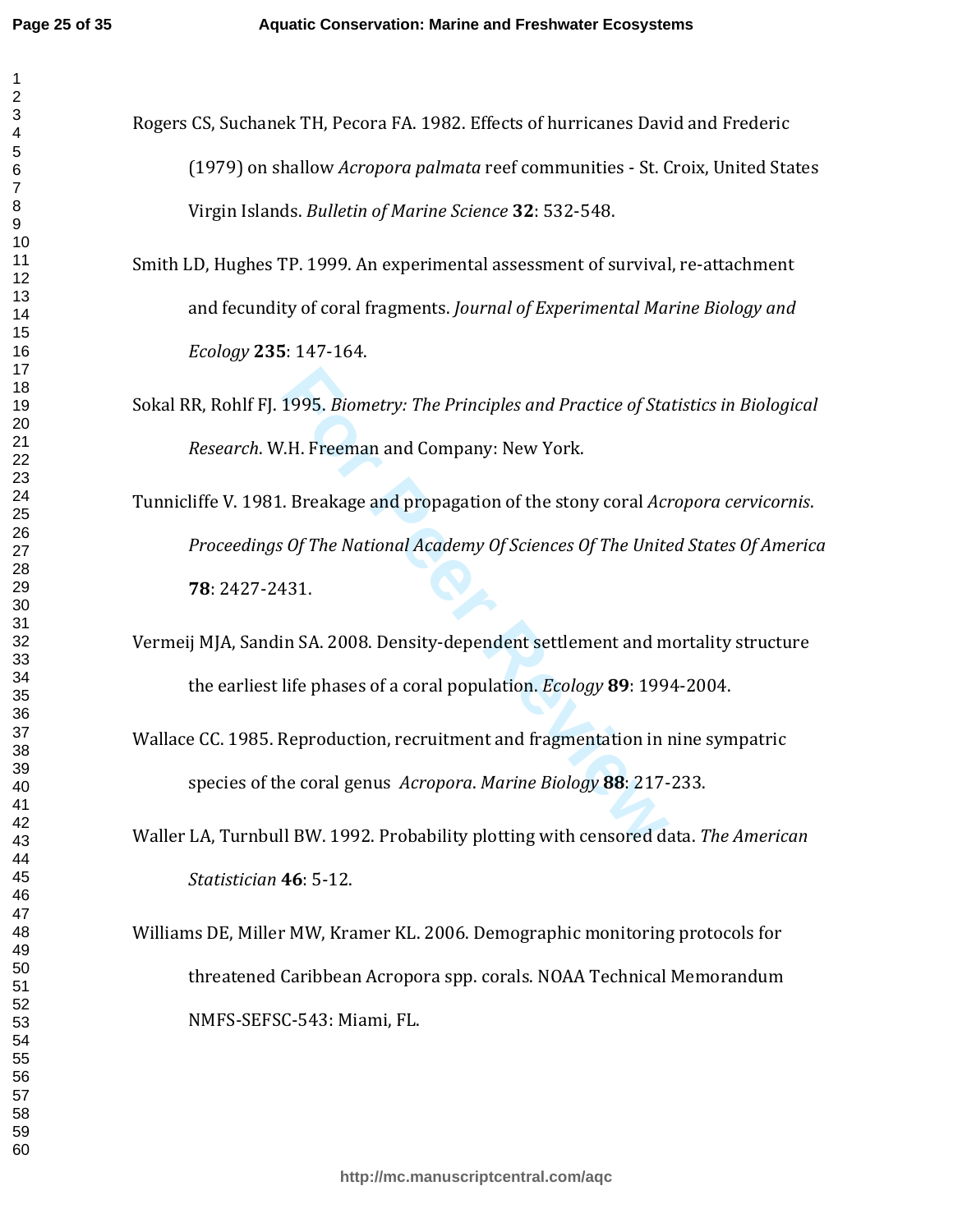Rogers CS, Suchanek TH, Pecora FA. 1982. Effects of hurricanes David and Frederic (1979) on shallow *Acropora palmata* reef communities - St. Croix, United States Virgin Islands. *Bulletin of Marine Science* **32**: 532-548.

Smith LD, Hughes TP. 1999. An experimental assessment of survival, re-attachment and fecundity of coral fragments. *Journal of Experimental Marine Biology and Ecology* **235**: 147-164.

Sokal RR, Rohlf FJ. 1995. *Biometry: The Principles and Practice of Statistics in Biological Research*. W.H. Freeman and Company: New York.

Tunnicliffe V. 1981. Breakage and propagation of the stony coral *Acropora cervicornis*. *Proceedings Of The National Academy Of Sciences Of The United States Of America* **78**: 2427-2431.

Vermeij MJA, Sandin SA. 2008. Density-dependent settlement and mortality structure the earliest life phases of a coral population. *Ecology* **89**: 1994-2004.

Wallace CC. 1985. Reproduction, recruitment and fragmentation in nine sympatric species of the coral genus *Acropora*. *Marine Biology* **88**: 217-233.

Waller LA, Turnbull BW. 1992. Probability plotting with censored data. *The American Statistician* **46**: 5-12.

Williams DE, Miller MW, Kramer KL. 2006. Demographic monitoring protocols for threatened Caribbean Acropora spp. corals. NOAA Technical Memorandum NMFS-SEFSC-543: Miami, FL.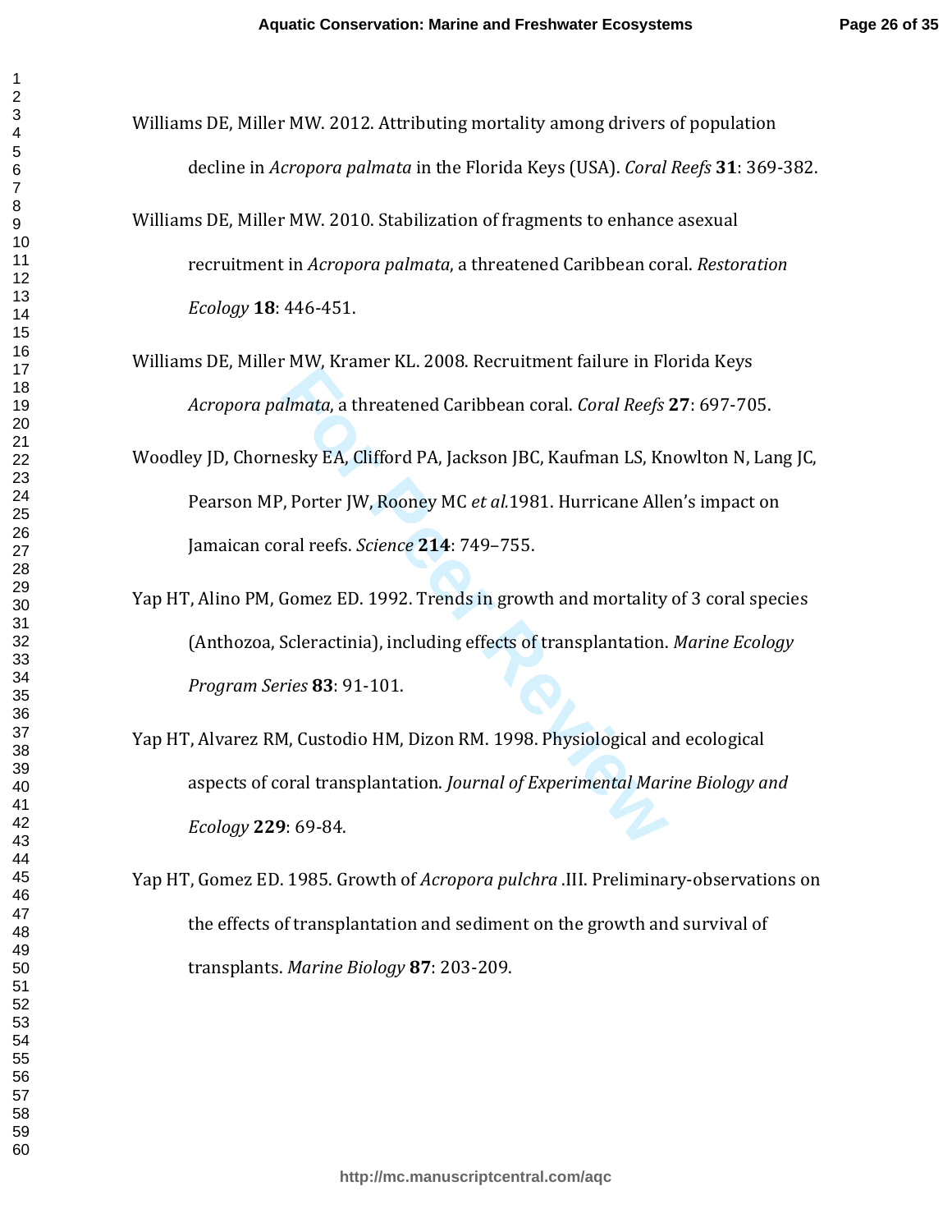Williams DE, Miller MW. 2012. Attributing mortality among drivers of population decline in *Acropora palmata* in the Florida Keys (USA). *Coral Reefs* **31**: 369-382.

Williams DE, Miller MW. 2010. Stabilization of fragments to enhance asexual recruitment in *Acropora palmata*, a threatened Caribbean coral. *Restoration Ecology* **18**: 446-451.

Williams DE, Miller MW, Kramer KL. 2008. Recruitment failure in Florida Keys *Acropora palmata*, a threatened Caribbean coral. *Coral Reefs* **27**: 697-705.

Woodley JD, Chornesky EA, Clifford PA, Jackson JBC, Kaufman LS, Knowlton N, Lang JC, Pearson MP, Porter JW, Rooney MC *et al.*1981. Hurricane Allen's impact on Jamaican coral reefs. *Science* **214**: 749–755.

Yap HT, Alino PM, Gomez ED. 1992. Trends in growth and mortality of 3 coral species (Anthozoa, Scleractinia), including effects of transplantation. *Marine Ecology Program Series* **83**: 91-101.

Yap HT, Alvarez RM, Custodio HM, Dizon RM. 1998. Physiological and ecological aspects of coral transplantation. *Journal of Experimental Marine Biology and Ecology* **229**: 69-84.

Yap HT, Gomez ED. 1985. Growth of *Acropora pulchra* .III. Preliminary-observations on the effects of transplantation and sediment on the growth and survival of transplants. *Marine Biology* **87**: 203-209.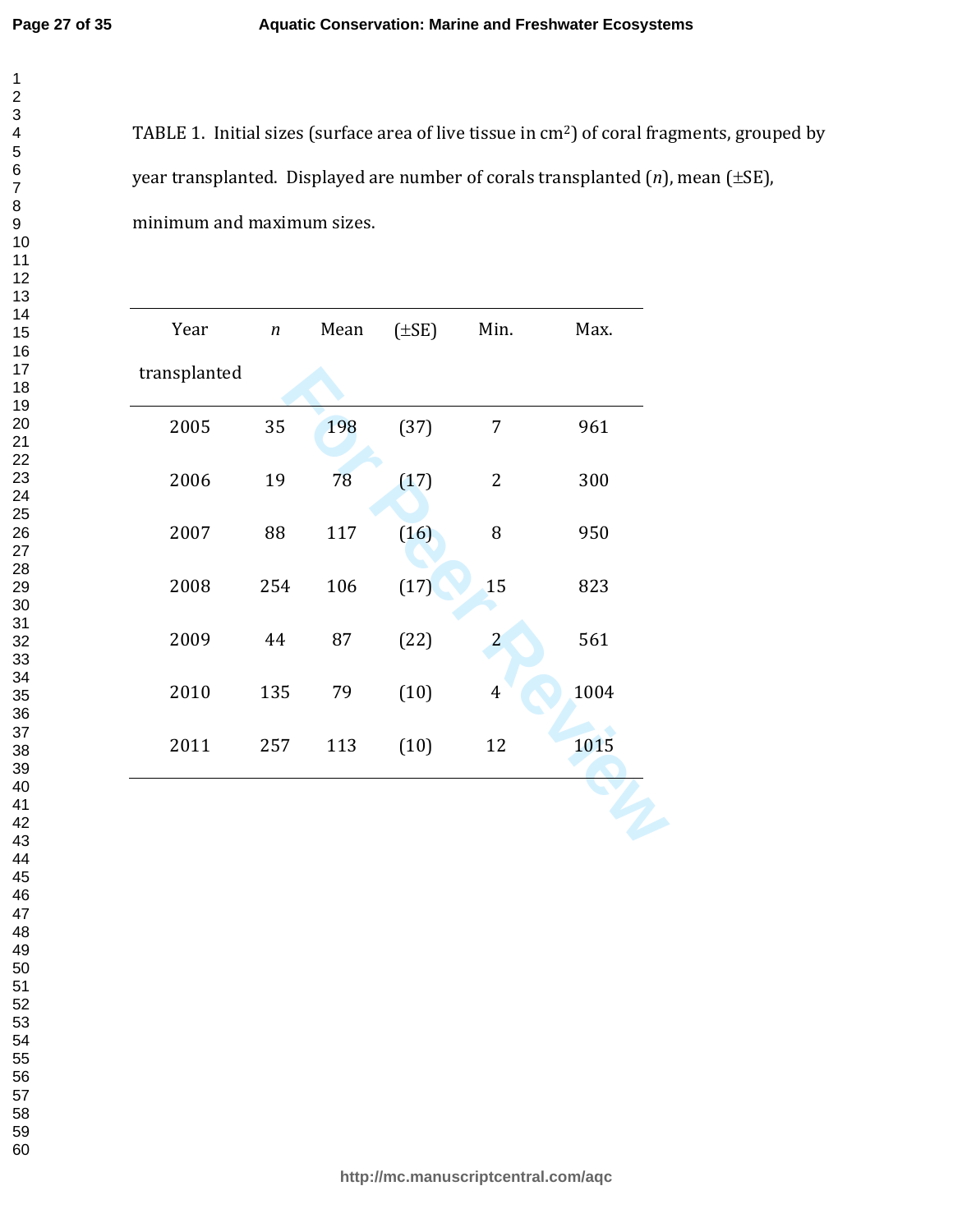TABLE 1. Initial sizes (surface area of live tissue in $cm^2$) of coral fragments, grouped by year transplanted. Displayed are number of corals transplanted (*n*), mean (±SE), minimum and maximum sizes.

| Year transplanted | *n* | Mean | (±SE) | Min. | Max. |
|---|---|---|---|---|---|
| 2005 | 35 | 198 | (37) | 7 | 961 |
| 2006 | 19 | 78 | (17) | 2 | 300 |
| 2007 | 88 | 117 | (16) | 8 | 950 |
| 2008 | 254 | 106 | (17) | 15 | 823 |
| 2009 | 44 | 87 | (22) | 2 | 561 |
| 2010 | 135 | 79 | (10) | 4 | 1004 |
| 2011 | 257 | 113 | (10) | 12 | 1015 |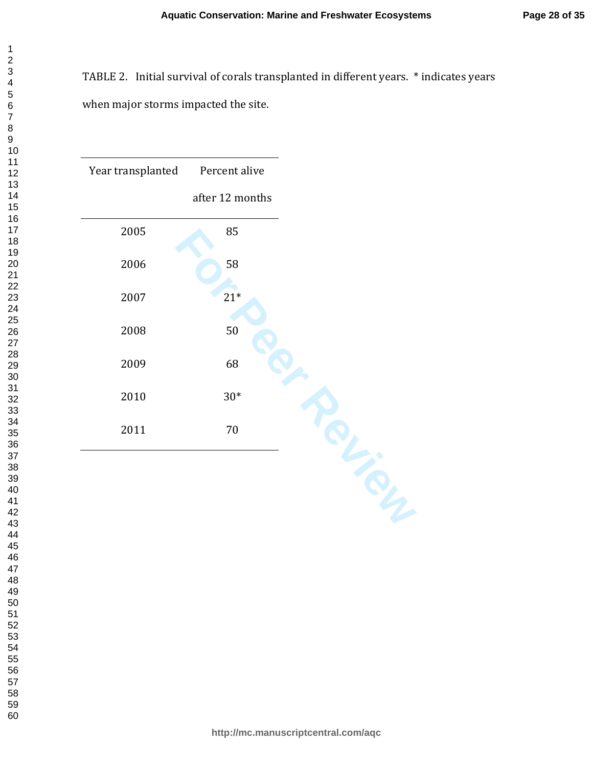TABLE 2. Initial survival of corals transplanted in different years. * indicates years when major storms impacted the site.

| Year transplanted | Percent alive after 12 months |
|---|---|
| 2005 | 85 |
| 2006 | 58 |
| 2007 | 21* |
| 2008 | 50 |
| 2009 | 68 |
| 2010 | 30* |
| 2011 | 70 |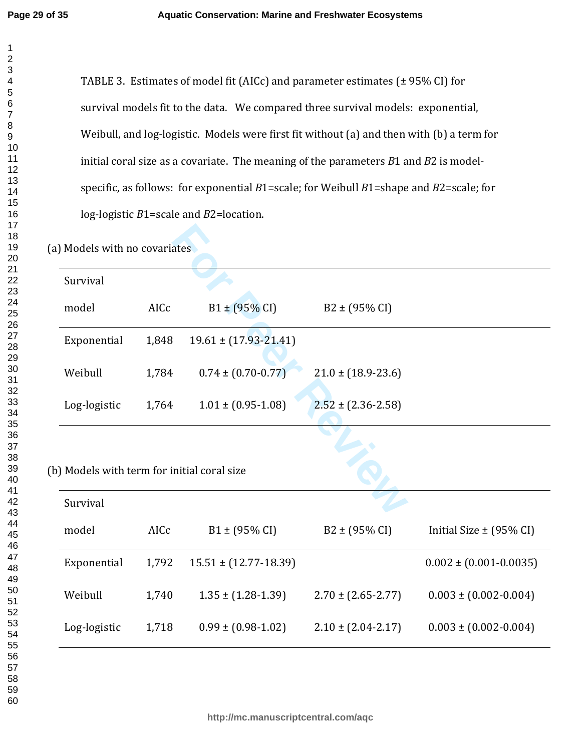TABLE 3. Estimates of model fit (AICc) and parameter estimates (± 95% CI) for survival models fit to the data. We compared three survival models: exponential, Weibull, and log-logistic. Models were first fit without (a) and then with (b) a term for initial coral size as a covariate. The meaning of the parameters *B*1 and *B*2 is model-specific, as follows: for exponential *B*1=scale; for Weibull *B*1=shape and *B*2=scale; for log-logistic *B*1=scale and *B*2=location.

(a) Models with no covariates

| Survival model | AICc | B1 ± (95% CI) | B2 ± (95% CI) |
|---|---|---|---|
| Exponential | 1,848 | 19.61 ± (17.93-21.41) | |
| Weibull | 1,784 | 0.74 ± (0.70-0.77) | 21.0 ± (18.9-23.6) |
| Log-logistic | 1,764 | 1.01 ± (0.95-1.08) | 2.52 ± (2.36-2.58) |

(b) Models with term for initial coral size

| Survival model | AICc | B1 ± (95% CI) | B2 ± (95% CI) | Initial Size ± (95% CI) |
|---|---|---|---|---|
| Exponential | 1,792 | 15.51 ± (12.77-18.39) | | 0.002 ± (0.001-0.0035) |
| Weibull | 1,740 | 1.35 ± (1.28-1.39) | 2.70 ± (2.65-2.77) | 0.003 ± (0.002-0.004) |
| Log-logistic | 1,718 | 0.99 ± (0.98-1.02) | 2.10 ± (2.04-2.17) | 0.003 ± (0.002-0.004) |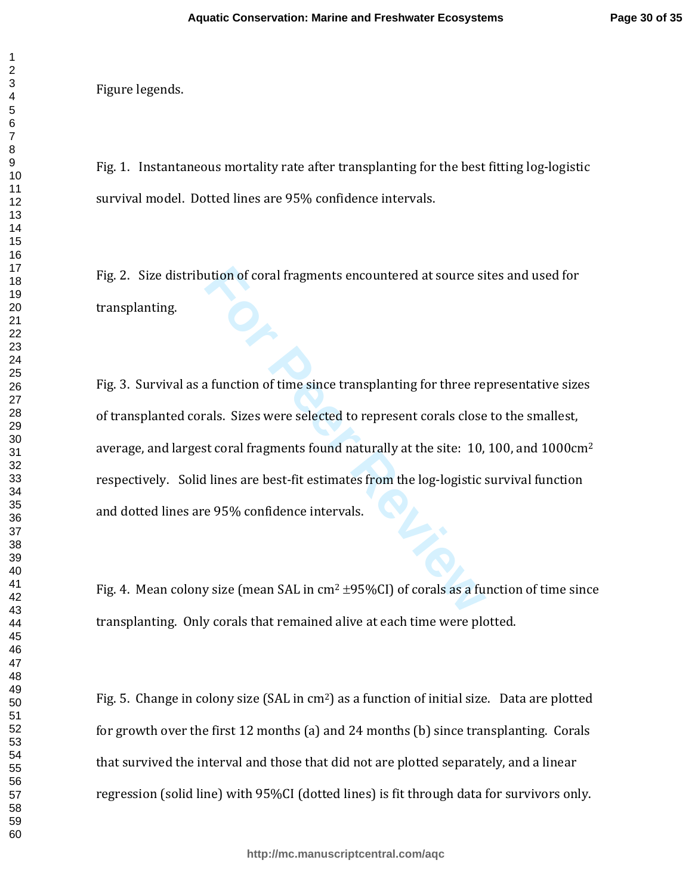Figure legends.

Fig. 1. Instantaneous mortality rate after transplanting for the best fitting log-logistic survival model. Dotted lines are 95% confidence intervals.

Fig. 2. Size distribution of coral fragments encountered at source sites and used for transplanting.

Fig. 3. Survival as a function of time since transplanting for three representative sizes of transplanted corals. Sizes were selected to represent corals close to the smallest, average, and largest coral fragments found naturally at the site: 10, 100, and 1000cm$^2$ respectively. Solid lines are best-fit estimates from the log-logistic survival function and dotted lines are 95% confidence intervals.

Fig. 4. Mean colony size (mean SAL in cm$^2$ ±95%CI) of corals as a function of time since transplanting. Only corals that remained alive at each time were plotted.

Fig. 5. Change in colony size (SAL in cm$^2$) as a function of initial size. Data are plotted for growth over the first 12 months (a) and 24 months (b) since transplanting. Corals that survived the interval and those that did not are plotted separately, and a linear regression (solid line) with 95%CI (dotted lines) is fit through data for survivors only.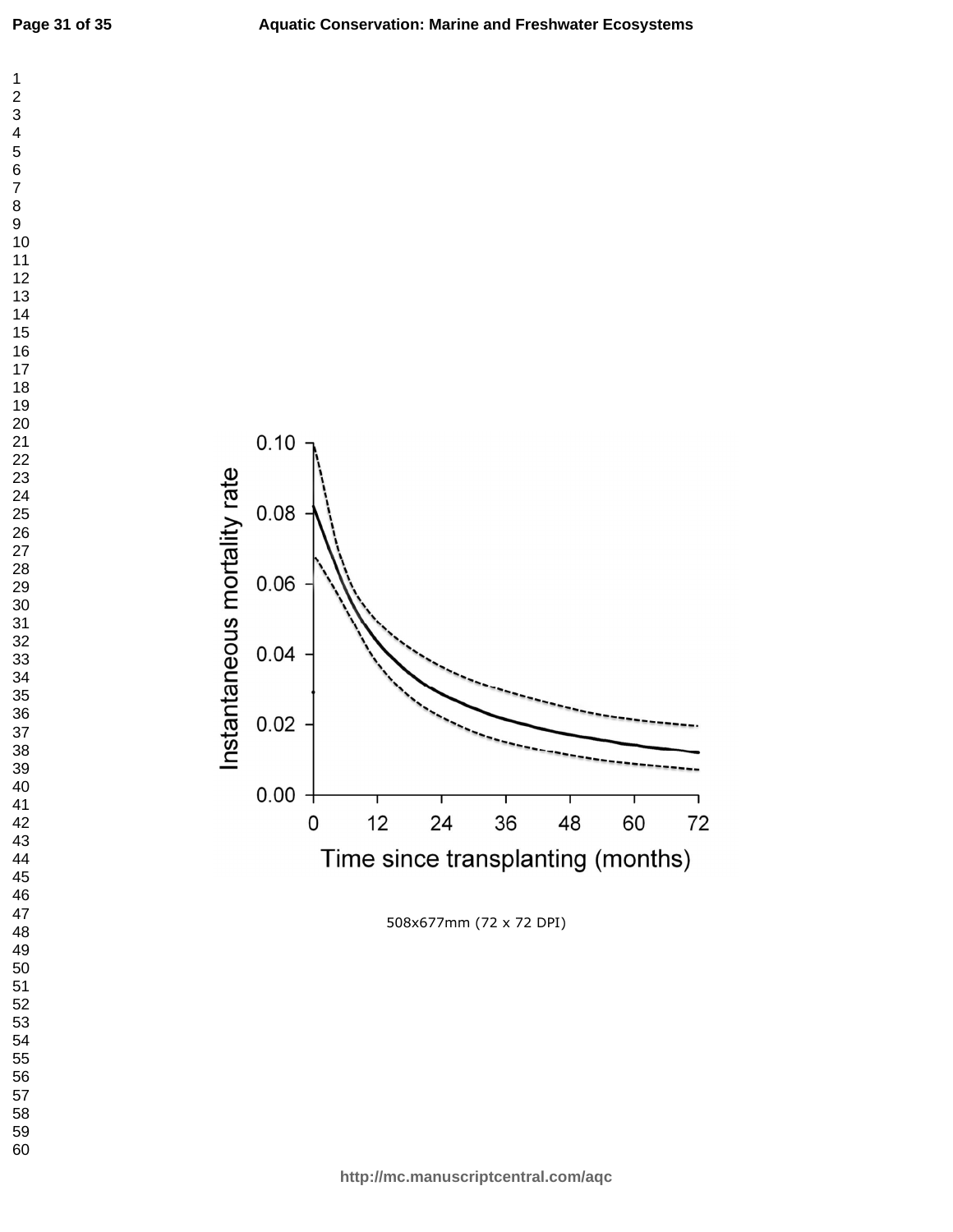Instantaneous mortality rate

0.10

0.08

0.06

0.04

0.02

0.00

0 12 24 36 48 60 72

Time since transplanting (months)

508x677mm (72 x 72 DPI)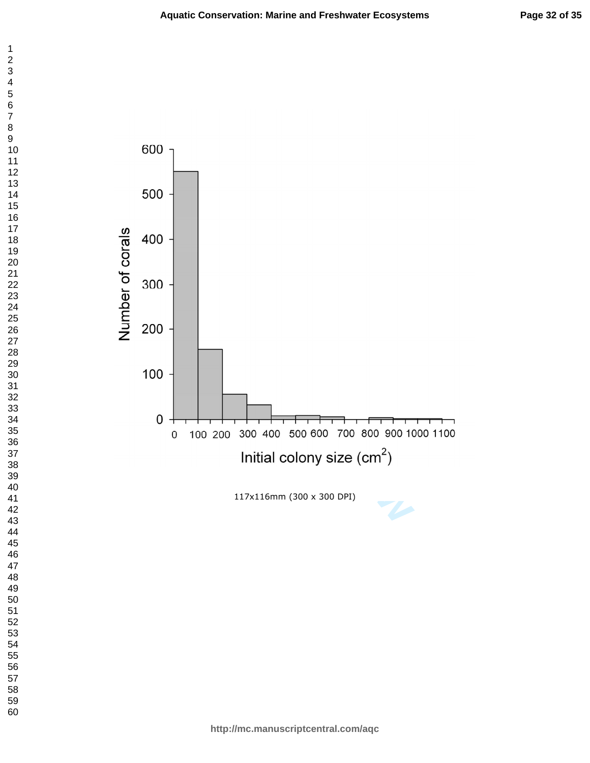Number of corals

Initial colony size ($cm^2$)

117x116mm (300 x 300 DPI)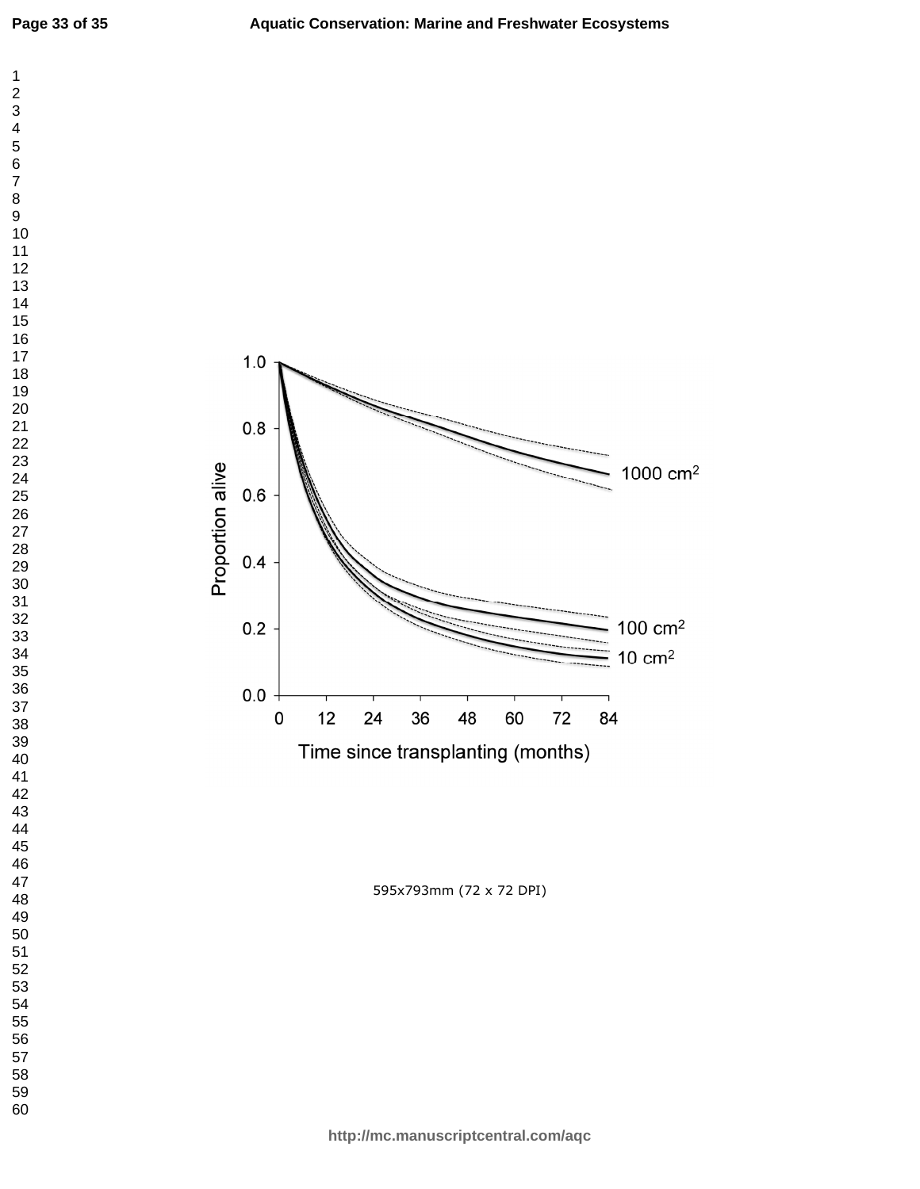595x793mm (72 x 72 DPI)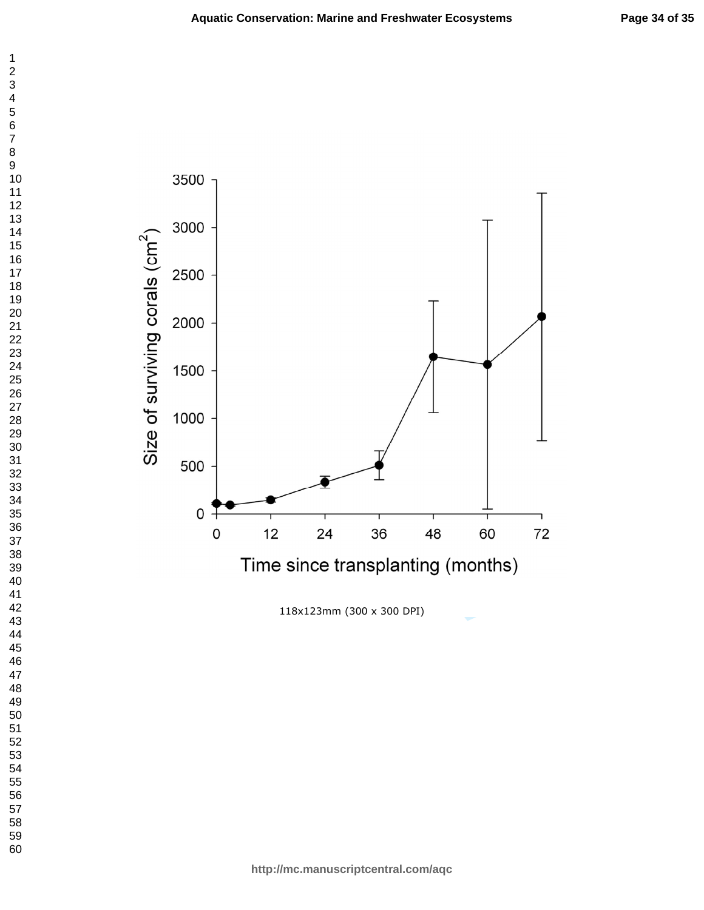118x123mm (300 x 300 DPI)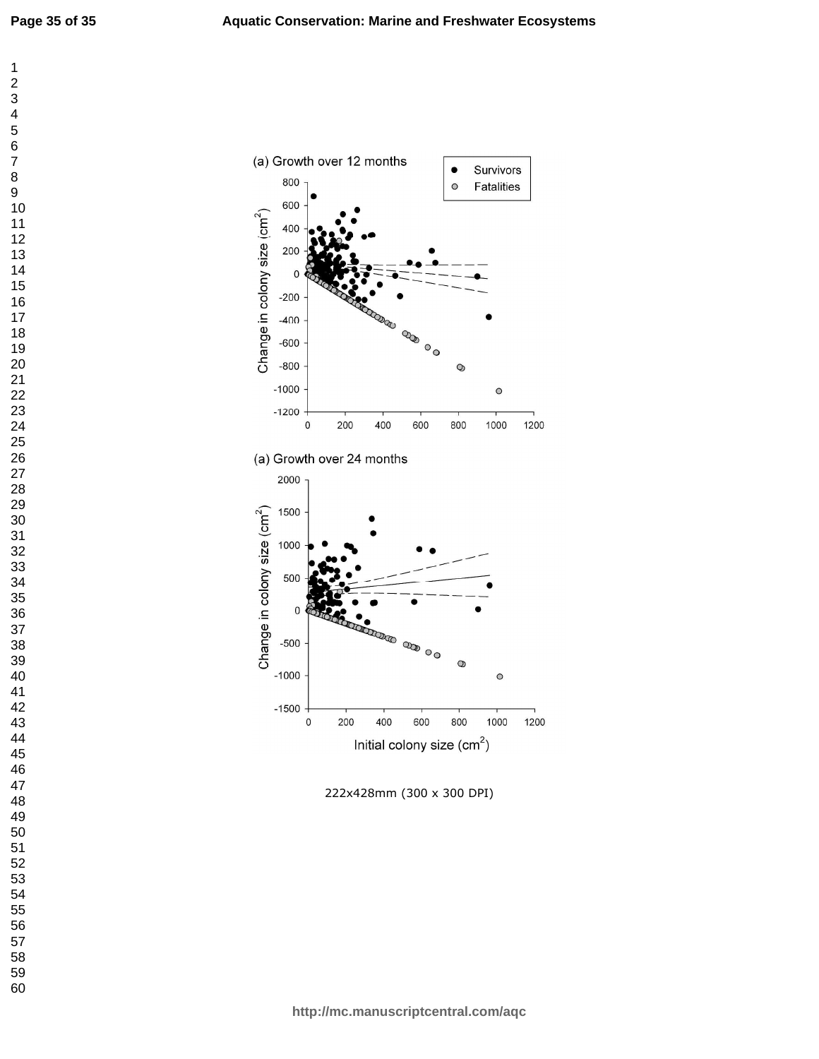(a) Growth over 12 months

Survivors

Fatalities

800

600

400

200

0

-200

-400

-600

-800

-1000

-1200

Change in colony size (cm$^2$)

0 200 400 600 800 1000 1200

(a) Growth over 24 months

2000

1500

1000

500

0

-500

-1000

-1500

Change in colony size (cm$^2$)

0 200 400 600 800 1000 1200

Initial colony size (cm$^2$)

222x428mm (300 x 300 DPI)